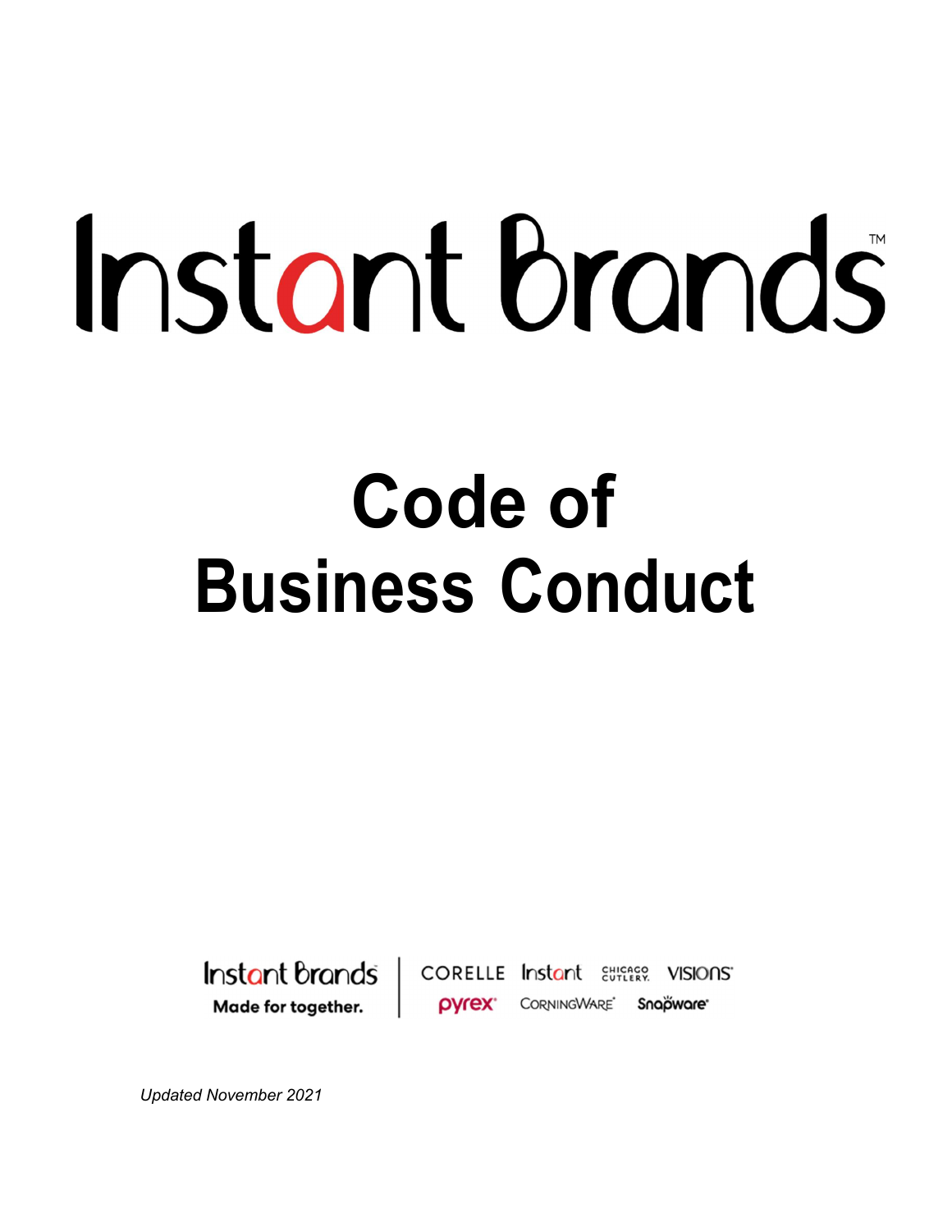# Instant Brands™

# Code of Business Conduct

Instant Brands
Made for together.

CORELLE Instant CHICAGO CUTLERY VISIONS pyrex CORNINGWARE Snapware

*Updated November 2021*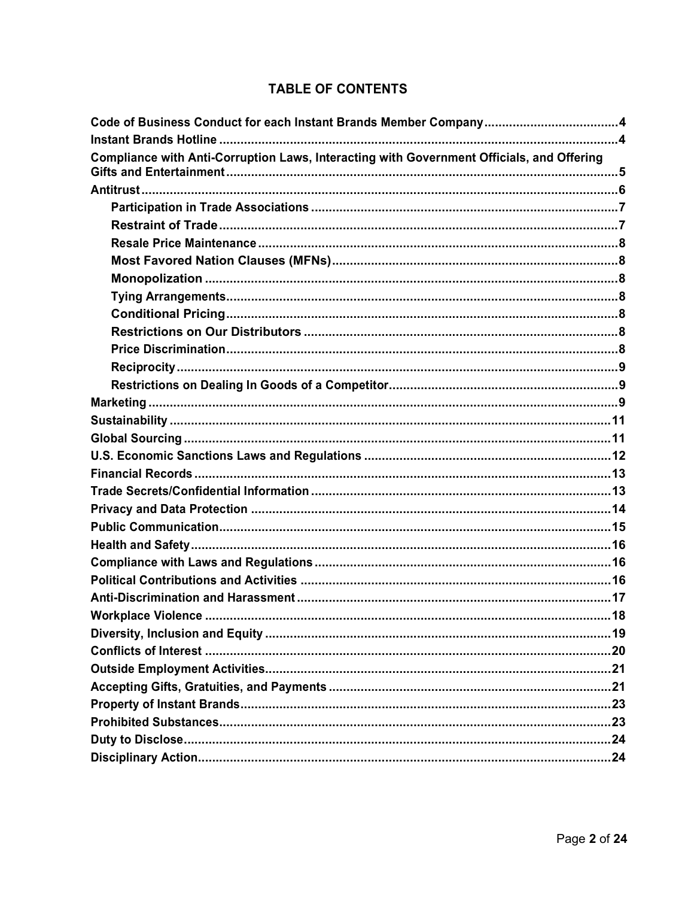## TABLE OF CONTENTS

- **Code of Business Conduct for each Instant Brands Member Company** ...... 4
- **Instant Brands Hotline** ...... 4
- **Compliance with Anti-Corruption Laws, Interacting with Government Officials, and Offering Gifts and Entertainment** ...... 5
- **Antitrust** ...... 6
  - **Participation in Trade Associations** ...... 7
  - **Restraint of Trade** ...... 7
  - **Resale Price Maintenance** ...... 8
  - **Most Favored Nation Clauses (MFNs)** ...... 8
  - **Monopolization** ...... 8
  - **Tying Arrangements** ...... 8
  - **Conditional Pricing** ...... 8
  - **Restrictions on Our Distributors** ...... 8
  - **Price Discrimination** ...... 8
  - **Reciprocity** ...... 9
  - **Restrictions on Dealing In Goods of a Competitor** ...... 9
- **Marketing** ...... 9
- **Sustainability** ...... 11
- **Global Sourcing** ...... 11
- **U.S. Economic Sanctions Laws and Regulations** ...... 12
- **Financial Records** ...... 13
- **Trade Secrets/Confidential Information** ...... 13
- **Privacy and Data Protection** ...... 14
- **Public Communication** ...... 15
- **Health and Safety** ...... 16
- **Compliance with Laws and Regulations** ...... 16
- **Political Contributions and Activities** ...... 16
- **Anti-Discrimination and Harassment** ...... 17
- **Workplace Violence** ...... 18
- **Diversity, Inclusion and Equity** ...... 19
- **Conflicts of Interest** ...... 20
- **Outside Employment Activities** ...... 21
- **Accepting Gifts, Gratuities, and Payments** ...... 21
- **Property of Instant Brands** ...... 23
- **Prohibited Substances** ...... 23
- **Duty to Disclose** ...... 24
- **Disciplinary Action** ...... 24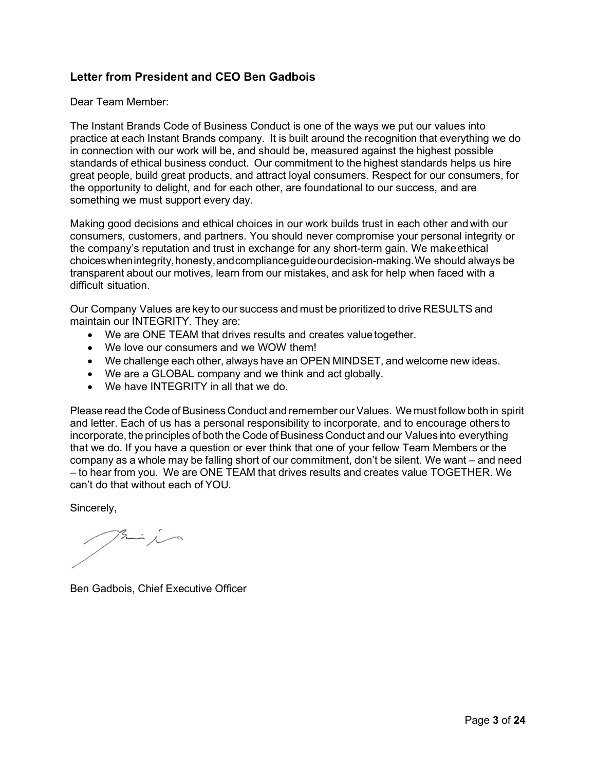### Letter from President and CEO Ben Gadbois

Dear Team Member:

The Instant Brands Code of Business Conduct is one of the ways we put our values into practice at each Instant Brands company. It is built around the recognition that everything we do in connection with our work will be, and should be, measured against the highest possible standards of ethical business conduct. Our commitment to the highest standards helps us hire great people, build great products, and attract loyal consumers. Respect for our consumers, for the opportunity to delight, and for each other, are foundational to our success, and are something we must support every day.

Making good decisions and ethical choices in our work builds trust in each other and with our consumers, customers, and partners. You should never compromise your personal integrity or the company's reputation and trust in exchange for any short-term gain. We make ethical choices when integrity, honesty, and compliance guide our decision-making. We should always be transparent about our motives, learn from our mistakes, and ask for help when faced with a difficult situation.

Our Company Values are key to our success and must be prioritized to drive RESULTS and maintain our INTEGRITY. They are:

- We are ONE TEAM that drives results and creates value together.
- We love our consumers and we WOW them!
- We challenge each other, always have an OPEN MINDSET, and welcome new ideas.
- We are a GLOBAL company and we think and act globally.
- We have INTEGRITY in all that we do.

Please read the Code of Business Conduct and remember our Values. We must follow both in spirit and letter. Each of us has a personal responsibility to incorporate, and to encourage others to incorporate, the principles of both the Code of Business Conduct and our Values into everything that we do. If you have a question or ever think that one of your fellow Team Members or the company as a whole may be falling short of our commitment, don't be silent. We want – and need – to hear from you. We are ONE TEAM that drives results and creates value TOGETHER. We can't do that without each of YOU.

Sincerely,

Ben Gadbois, Chief Executive Officer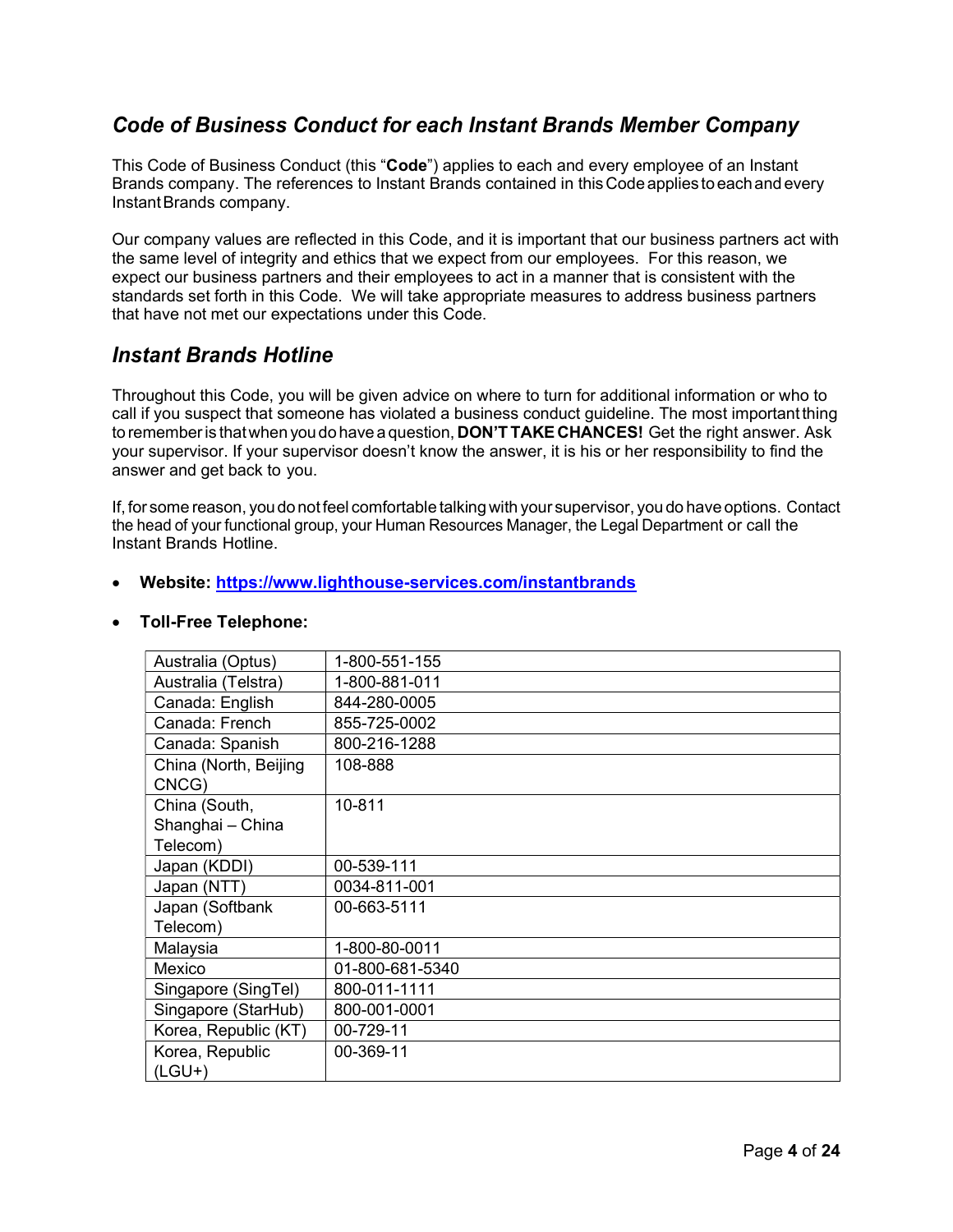## *Code of Business Conduct for each Instant Brands Member Company*

This Code of Business Conduct (this "**Code**") applies to each and every employee of an Instant Brands company. The references to Instant Brands contained in this Code applies to each and every Instant Brands company.

Our company values are reflected in this Code, and it is important that our business partners act with the same level of integrity and ethics that we expect from our employees. For this reason, we expect our business partners and their employees to act in a manner that is consistent with the standards set forth in this Code. We will take appropriate measures to address business partners that have not met our expectations under this Code.

## *Instant Brands Hotline*

Throughout this Code, you will be given advice on where to turn for additional information or who to call if you suspect that someone has violated a business conduct guideline. The most important thing to remember is that when you do have a question, **DON'T TAKE CHANCES!** Get the right answer. Ask your supervisor. If your supervisor doesn't know the answer, it is his or her responsibility to find the answer and get back to you.

If, for some reason, you do not feel comfortable talking with your supervisor, you do have options. Contact the head of your functional group, your Human Resources Manager, the Legal Department or call the Instant Brands Hotline.

- **Website: https://www.lighthouse-services.com/instantbrands**
- **Toll-Free Telephone:**

| | |
|---|---|
| Australia (Optus) | 1-800-551-155 |
| Australia (Telstra) | 1-800-881-011 |
| Canada: English | 844-280-0005 |
| Canada: French | 855-725-0002 |
| Canada: Spanish | 800-216-1288 |
| China (North, Beijing CNCG) | 108-888 |
| China (South, Shanghai – China Telecom) | 10-811 |
| Japan (KDDI) | 00-539-111 |
| Japan (NTT) | 0034-811-001 |
| Japan (Softbank Telecom) | 00-663-5111 |
| Malaysia | 1-800-80-0011 |
| Mexico | 01-800-681-5340 |
| Singapore (SingTel) | 800-011-1111 |
| Singapore (StarHub) | 800-001-0001 |
| Korea, Republic (KT) | 00-729-11 |
| Korea, Republic (LGU+) | 00-369-11 |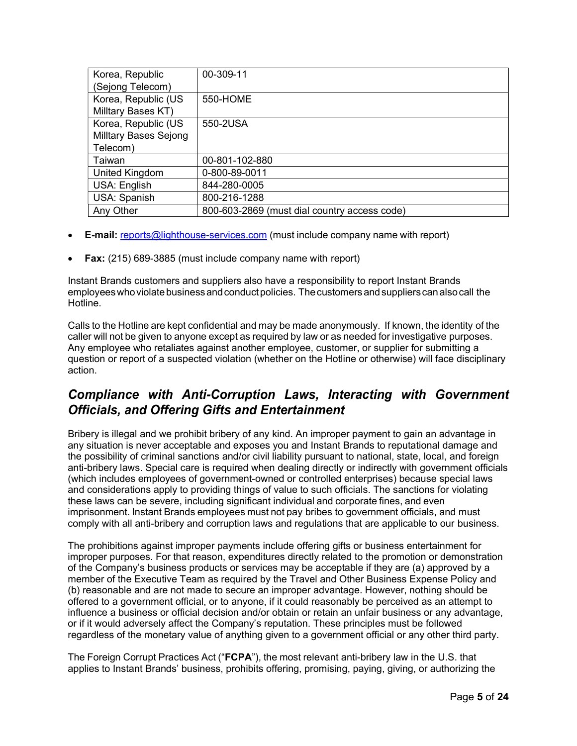| Korea, Republic (Sejong Telecom) | 00-309-11 |
|---|---|
| Korea, Republic (US Milltary Bases KT) | 550-HOME |
| Korea, Republic (US Milltary Bases Sejong Telecom) | 550-2USA |
| Taiwan | 00-801-102-880 |
| United Kingdom | 0-800-89-0011 |
| USA: English | 844-280-0005 |
| USA: Spanish | 800-216-1288 |
| Any Other | 800-603-2869 (must dial country access code) |

- **E-mail:** reports@lighthouse-services.com (must include company name with report)
- **Fax:** (215) 689-3885 (must include company name with report)

Instant Brands customers and suppliers also have a responsibility to report Instant Brands employees who violate business and conduct policies. The customers and suppliers can also call the Hotline.

Calls to the Hotline are kept confidential and may be made anonymously. If known, the identity of the caller will not be given to anyone except as required by law or as needed for investigative purposes. Any employee who retaliates against another employee, customer, or supplier for submitting a question or report of a suspected violation (whether on the Hotline or otherwise) will face disciplinary action.

## *Compliance with Anti-Corruption Laws, Interacting with Government Officials, and Offering Gifts and Entertainment*

Bribery is illegal and we prohibit bribery of any kind. An improper payment to gain an advantage in any situation is never acceptable and exposes you and Instant Brands to reputational damage and the possibility of criminal sanctions and/or civil liability pursuant to national, state, local, and foreign anti-bribery laws. Special care is required when dealing directly or indirectly with government officials (which includes employees of government-owned or controlled enterprises) because special laws and considerations apply to providing things of value to such officials. The sanctions for violating these laws can be severe, including significant individual and corporate fines, and even imprisonment. Instant Brands employees must not pay bribes to government officials, and must comply with all anti-bribery and corruption laws and regulations that are applicable to our business.

The prohibitions against improper payments include offering gifts or business entertainment for improper purposes. For that reason, expenditures directly related to the promotion or demonstration of the Company's business products or services may be acceptable if they are (a) approved by a member of the Executive Team as required by the Travel and Other Business Expense Policy and (b) reasonable and are not made to secure an improper advantage. However, nothing should be offered to a government official, or to anyone, if it could reasonably be perceived as an attempt to influence a business or official decision and/or obtain or retain an unfair business or any advantage, or if it would adversely affect the Company's reputation. These principles must be followed regardless of the monetary value of anything given to a government official or any other third party.

The Foreign Corrupt Practices Act ("**FCPA**"), the most relevant anti-bribery law in the U.S. that applies to Instant Brands' business, prohibits offering, promising, paying, giving, or authorizing the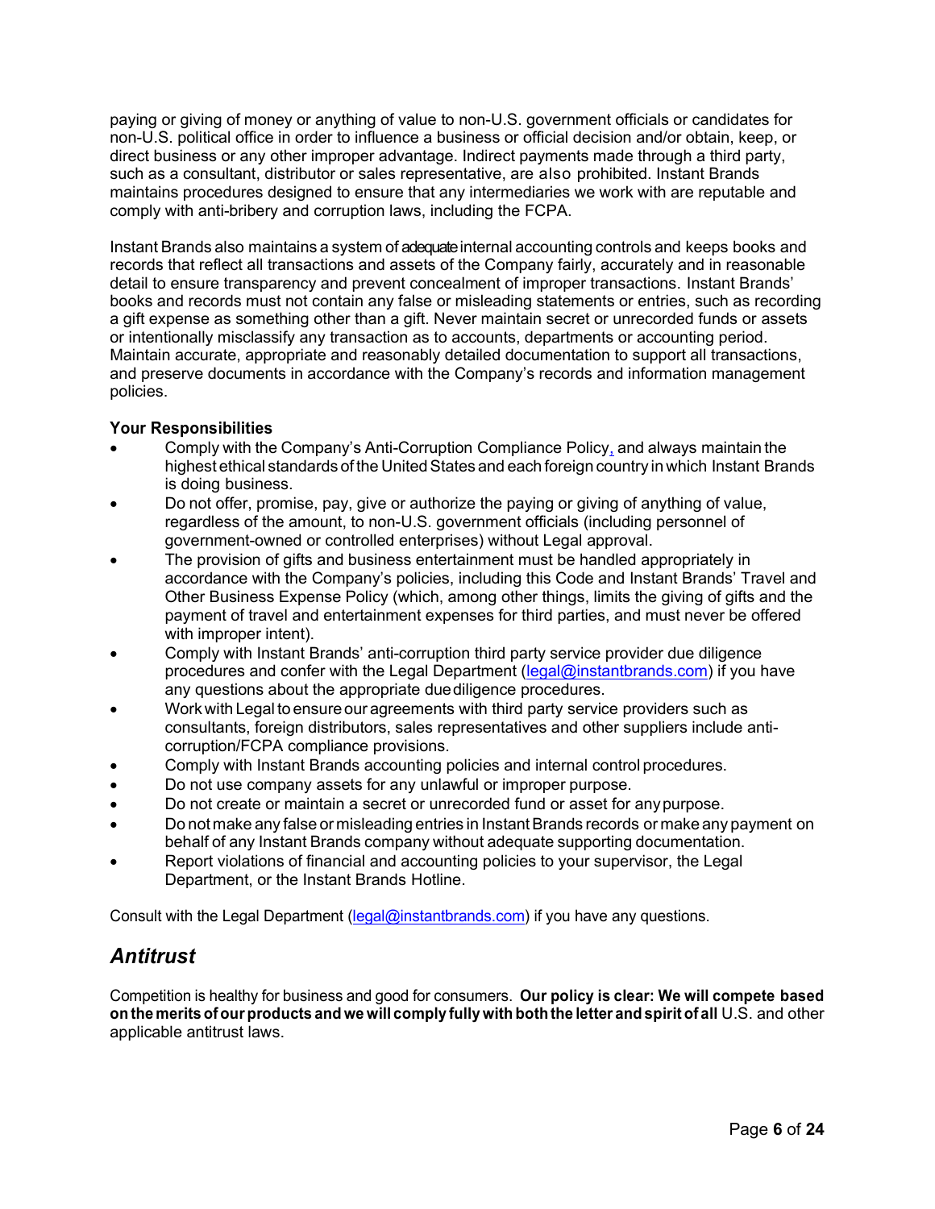paying or giving of money or anything of value to non-U.S. government officials or candidates for non-U.S. political office in order to influence a business or official decision and/or obtain, keep, or direct business or any other improper advantage. Indirect payments made through a third party, such as a consultant, distributor or sales representative, are also prohibited. Instant Brands maintains procedures designed to ensure that any intermediaries we work with are reputable and comply with anti-bribery and corruption laws, including the FCPA.

Instant Brands also maintains a system of adequate internal accounting controls and keeps books and records that reflect all transactions and assets of the Company fairly, accurately and in reasonable detail to ensure transparency and prevent concealment of improper transactions. Instant Brands' books and records must not contain any false or misleading statements or entries, such as recording a gift expense as something other than a gift. Never maintain secret or unrecorded funds or assets or intentionally misclassify any transaction as to accounts, departments or accounting period. Maintain accurate, appropriate and reasonably detailed documentation to support all transactions, and preserve documents in accordance with the Company's records and information management policies.

**Your Responsibilities**

- Comply with the Company's Anti-Corruption Compliance Policy, and always maintain the highest ethical standards of the United States and each foreign country in which Instant Brands is doing business.
- Do not offer, promise, pay, give or authorize the paying or giving of anything of value, regardless of the amount, to non-U.S. government officials (including personnel of government-owned or controlled enterprises) without Legal approval.
- The provision of gifts and business entertainment must be handled appropriately in accordance with the Company's policies, including this Code and Instant Brands' Travel and Other Business Expense Policy (which, among other things, limits the giving of gifts and the payment of travel and entertainment expenses for third parties, and must never be offered with improper intent).
- Comply with Instant Brands' anti-corruption third party service provider due diligence procedures and confer with the Legal Department (legal@instantbrands.com) if you have any questions about the appropriate due diligence procedures.
- Work with Legal to ensure our agreements with third party service providers such as consultants, foreign distributors, sales representatives and other suppliers include anti-corruption/FCPA compliance provisions.
- Comply with Instant Brands accounting policies and internal control procedures.
- Do not use company assets for any unlawful or improper purpose.
- Do not create or maintain a secret or unrecorded fund or asset for any purpose.
- Do not make any false or misleading entries in Instant Brands records or make any payment on behalf of any Instant Brands company without adequate supporting documentation.
- Report violations of financial and accounting policies to your supervisor, the Legal Department, or the Instant Brands Hotline.

Consult with the Legal Department (legal@instantbrands.com) if you have any questions.

## *Antitrust*

Competition is healthy for business and good for consumers. **Our policy is clear: We will compete based on the merits of our products and we will comply fully with both the letter and spirit of all** U.S. and other applicable antitrust laws.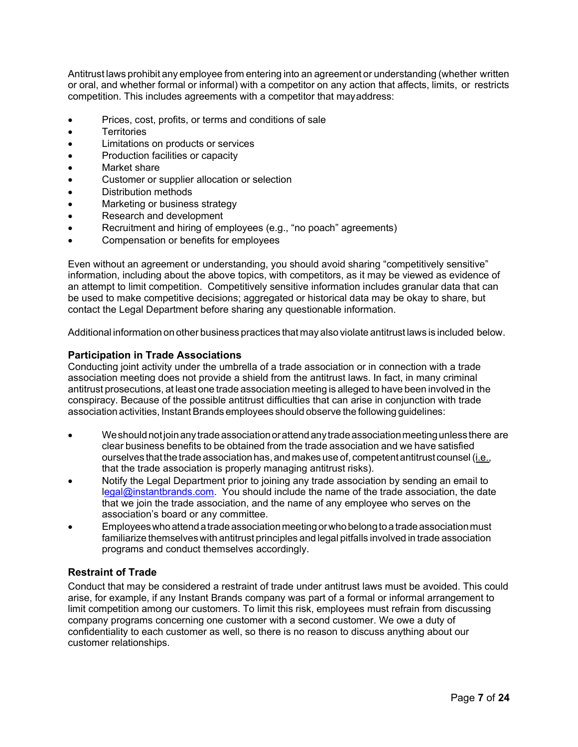Antitrust laws prohibit any employee from entering into an agreement or understanding (whether written or oral, and whether formal or informal) with a competitor on any action that affects, limits, or restricts competition. This includes agreements with a competitor that may address:

- Prices, cost, profits, or terms and conditions of sale
- Territories
- Limitations on products or services
- Production facilities or capacity
- Market share
- Customer or supplier allocation or selection
- Distribution methods
- Marketing or business strategy
- Research and development
- Recruitment and hiring of employees (e.g., "no poach" agreements)
- Compensation or benefits for employees

Even without an agreement or understanding, you should avoid sharing "competitively sensitive" information, including about the above topics, with competitors, as it may be viewed as evidence of an attempt to limit competition. Competitively sensitive information includes granular data that can be used to make competitive decisions; aggregated or historical data may be okay to share, but contact the Legal Department before sharing any questionable information.

Additional information on other business practices that may also violate antitrust laws is included below.

### Participation in Trade Associations

Conducting joint activity under the umbrella of a trade association or in connection with a trade association meeting does not provide a shield from the antitrust laws. In fact, in many criminal antitrust prosecutions, at least one trade association meeting is alleged to have been involved in the conspiracy. Because of the possible antitrust difficulties that can arise in conjunction with trade association activities, Instant Brands employees should observe the following guidelines:

- We should not join any trade association or attend any trade association meeting unless there are clear business benefits to be obtained from the trade association and we have satisfied ourselves that the trade association has, and makes use of, competent antitrust counsel (i.e., that the trade association is properly managing antitrust risks).
- Notify the Legal Department prior to joining any trade association by sending an email to legal@instantbrands.com. You should include the name of the trade association, the date that we join the trade association, and the name of any employee who serves on the association's board or any committee.
- Employees who attend a trade association meeting or who belong to a trade association must familiarize themselves with antitrust principles and legal pitfalls involved in trade association programs and conduct themselves accordingly.

### Restraint of Trade

Conduct that may be considered a restraint of trade under antitrust laws must be avoided. This could arise, for example, if any Instant Brands company was part of a formal or informal arrangement to limit competition among our customers. To limit this risk, employees must refrain from discussing company programs concerning one customer with a second customer. We owe a duty of confidentiality to each customer as well, so there is no reason to discuss anything about our customer relationships.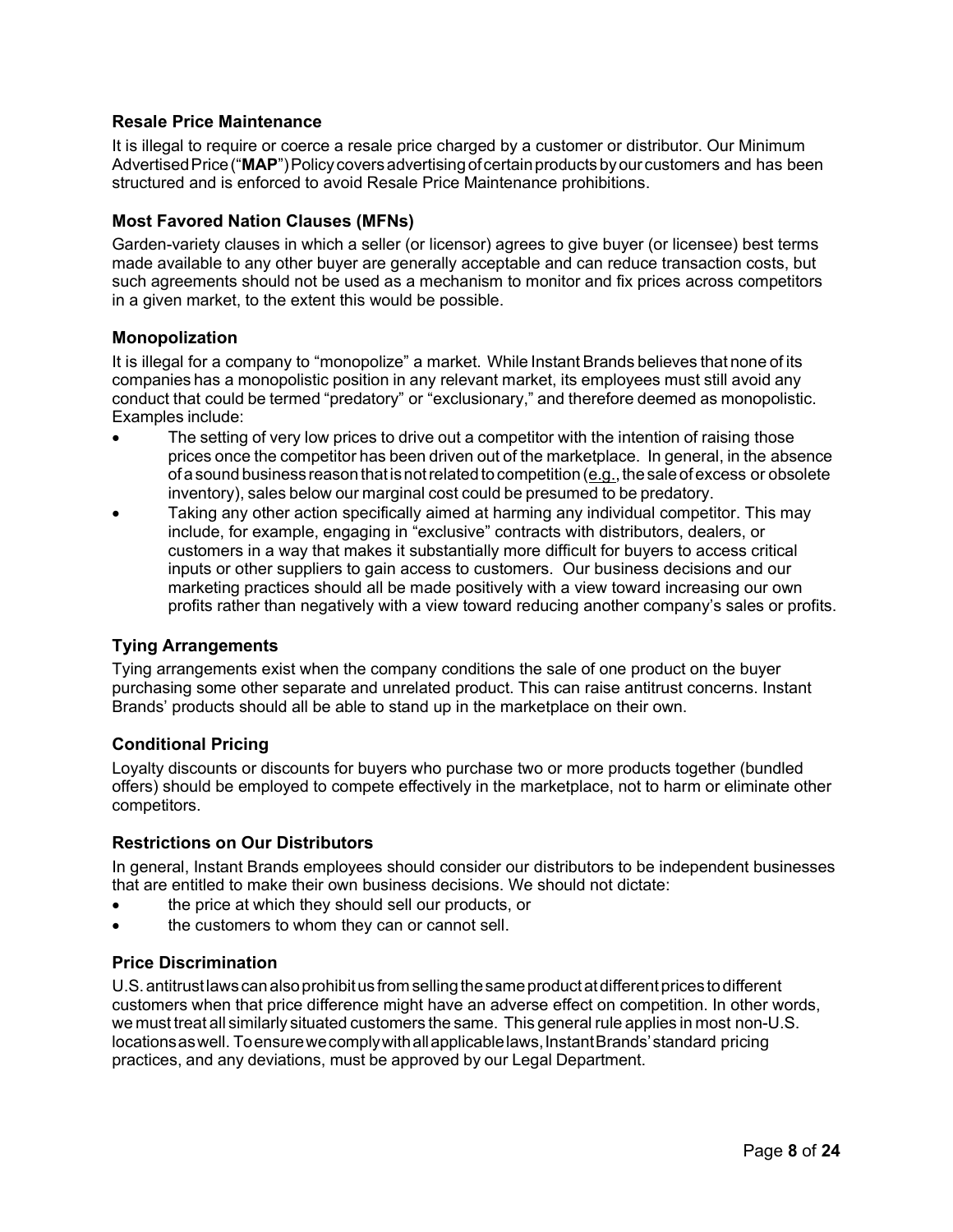### Resale Price Maintenance

It is illegal to require or coerce a resale price charged by a customer or distributor. Our Minimum Advertised Price ("**MAP**") Policy covers advertising of certain products by our customers and has been structured and is enforced to avoid Resale Price Maintenance prohibitions.

### Most Favored Nation Clauses (MFNs)

Garden-variety clauses in which a seller (or licensor) agrees to give buyer (or licensee) best terms made available to any other buyer are generally acceptable and can reduce transaction costs, but such agreements should not be used as a mechanism to monitor and fix prices across competitors in a given market, to the extent this would be possible.

### Monopolization

It is illegal for a company to "monopolize" a market. While Instant Brands believes that none of its companies has a monopolistic position in any relevant market, its employees must still avoid any conduct that could be termed "predatory" or "exclusionary," and therefore deemed as monopolistic. Examples include:

- The setting of very low prices to drive out a competitor with the intention of raising those prices once the competitor has been driven out of the marketplace. In general, in the absence of a sound business reason that is not related to competition (e.g., the sale of excess or obsolete inventory), sales below our marginal cost could be presumed to be predatory.
- Taking any other action specifically aimed at harming any individual competitor. This may include, for example, engaging in "exclusive" contracts with distributors, dealers, or customers in a way that makes it substantially more difficult for buyers to access critical inputs or other suppliers to gain access to customers. Our business decisions and our marketing practices should all be made positively with a view toward increasing our own profits rather than negatively with a view toward reducing another company's sales or profits.

### Tying Arrangements

Tying arrangements exist when the company conditions the sale of one product on the buyer purchasing some other separate and unrelated product. This can raise antitrust concerns. Instant Brands' products should all be able to stand up in the marketplace on their own.

### Conditional Pricing

Loyalty discounts or discounts for buyers who purchase two or more products together (bundled offers) should be employed to compete effectively in the marketplace, not to harm or eliminate other competitors.

### Restrictions on Our Distributors

In general, Instant Brands employees should consider our distributors to be independent businesses that are entitled to make their own business decisions. We should not dictate:

- the price at which they should sell our products, or
- the customers to whom they can or cannot sell.

### Price Discrimination

U.S. antitrust laws can also prohibit us from selling the same product at different prices to different customers when that price difference might have an adverse effect on competition. In other words, we must treat all similarly situated customers the same. This general rule applies in most non-U.S. locations as well. To ensure we comply with all applicable laws, Instant Brands' standard pricing practices, and any deviations, must be approved by our Legal Department.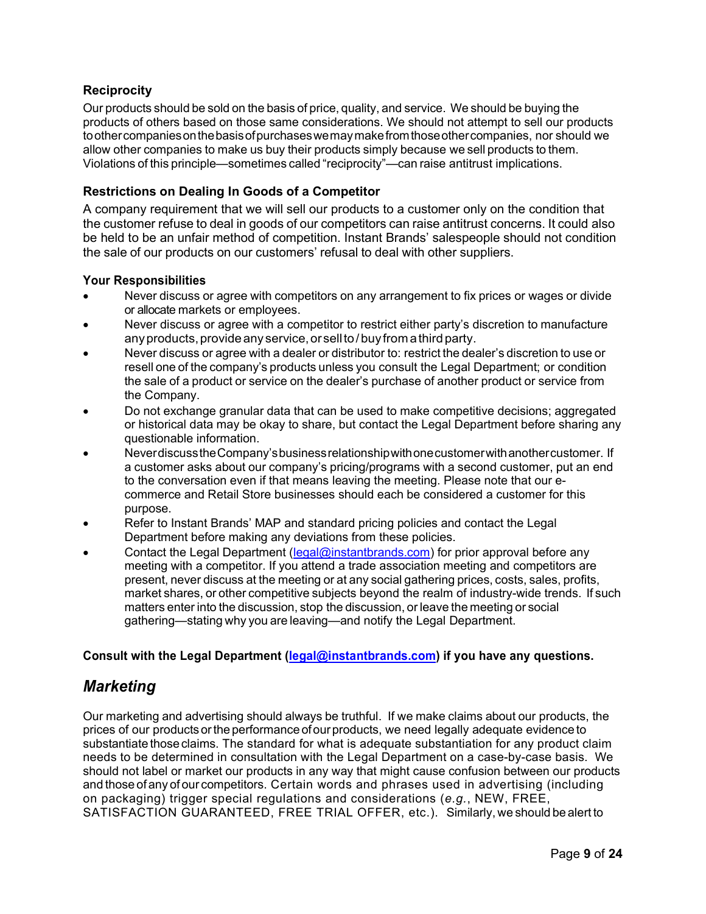**Reciprocity**

Our products should be sold on the basis of price, quality, and service. We should be buying the products of others based on those same considerations. We should not attempt to sell our products to other companies on the basis of purchases we may make from those other companies, nor should we allow other companies to make us buy their products simply because we sell products to them. Violations of this principle—sometimes called "reciprocity"—can raise antitrust implications.

**Restrictions on Dealing In Goods of a Competitor**

A company requirement that we will sell our products to a customer only on the condition that the customer refuse to deal in goods of our competitors can raise antitrust concerns. It could also be held to be an unfair method of competition. Instant Brands' salespeople should not condition the sale of our products on our customers' refusal to deal with other suppliers.

**Your Responsibilities**

- Never discuss or agree with competitors on any arrangement to fix prices or wages or divide or allocate markets or employees.
- Never discuss or agree with a competitor to restrict either party's discretion to manufacture any products, provide any service, or sell to / buy from a third party.
- Never discuss or agree with a dealer or distributor to: restrict the dealer's discretion to use or resell one of the company's products unless you consult the Legal Department; or condition the sale of a product or service on the dealer's purchase of another product or service from the Company.
- Do not exchange granular data that can be used to make competitive decisions; aggregated or historical data may be okay to share, but contact the Legal Department before sharing any questionable information.
- Never discuss the Company's business relationship with one customer with another customer. If a customer asks about our company's pricing/programs with a second customer, put an end to the conversation even if that means leaving the meeting. Please note that our e-commerce and Retail Store businesses should each be considered a customer for this purpose.
- Refer to Instant Brands' MAP and standard pricing policies and contact the Legal Department before making any deviations from these policies.
- Contact the Legal Department (legal@instantbrands.com) for prior approval before any meeting with a competitor. If you attend a trade association meeting and competitors are present, never discuss at the meeting or at any social gathering prices, costs, sales, profits, market shares, or other competitive subjects beyond the realm of industry-wide trends. If such matters enter into the discussion, stop the discussion, or leave the meeting or social gathering—stating why you are leaving—and notify the Legal Department.

**Consult with the Legal Department (legal@instantbrands.com) if you have any questions.**

## *Marketing*

Our marketing and advertising should always be truthful. If we make claims about our products, the prices of our products or the performance of our products, we need legally adequate evidence to substantiate those claims. The standard for what is adequate substantiation for any product claim needs to be determined in consultation with the Legal Department on a case-by-case basis. We should not label or market our products in any way that might cause confusion between our products and those of any of our competitors. Certain words and phrases used in advertising (including on packaging) trigger special regulations and considerations (*e.g.*, NEW, FREE, SATISFACTION GUARANTEED, FREE TRIAL OFFER, etc.). Similarly, we should be alert to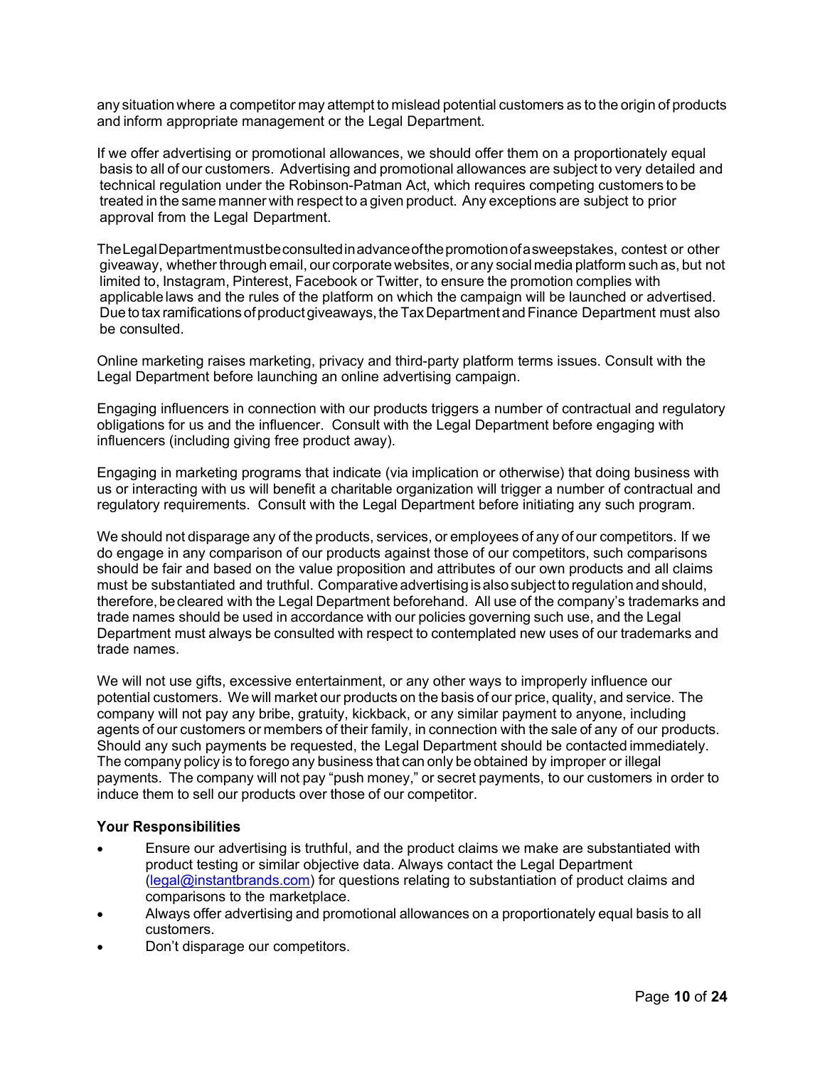any situation where a competitor may attempt to mislead potential customers as to the origin of products and inform appropriate management or the Legal Department.

If we offer advertising or promotional allowances, we should offer them on a proportionately equal basis to all of our customers. Advertising and promotional allowances are subject to very detailed and technical regulation under the Robinson-Patman Act, which requires competing customers to be treated in the same manner with respect to a given product. Any exceptions are subject to prior approval from the Legal Department.

The Legal Department must be consulted in advance of the promotion of a sweepstakes, contest or other giveaway, whether through email, our corporate websites, or any social media platform such as, but not limited to, Instagram, Pinterest, Facebook or Twitter, to ensure the promotion complies with applicable laws and the rules of the platform on which the campaign will be launched or advertised. Due to tax ramifications of product giveaways, the Tax Department and Finance Department must also be consulted.

Online marketing raises marketing, privacy and third-party platform terms issues. Consult with the Legal Department before launching an online advertising campaign.

Engaging influencers in connection with our products triggers a number of contractual and regulatory obligations for us and the influencer. Consult with the Legal Department before engaging with influencers (including giving free product away).

Engaging in marketing programs that indicate (via implication or otherwise) that doing business with us or interacting with us will benefit a charitable organization will trigger a number of contractual and regulatory requirements. Consult with the Legal Department before initiating any such program.

We should not disparage any of the products, services, or employees of any of our competitors. If we do engage in any comparison of our products against those of our competitors, such comparisons should be fair and based on the value proposition and attributes of our own products and all claims must be substantiated and truthful. Comparative advertising is also subject to regulation and should, therefore, be cleared with the Legal Department beforehand. All use of the company's trademarks and trade names should be used in accordance with our policies governing such use, and the Legal Department must always be consulted with respect to contemplated new uses of our trademarks and trade names.

We will not use gifts, excessive entertainment, or any other ways to improperly influence our potential customers. We will market our products on the basis of our price, quality, and service. The company will not pay any bribe, gratuity, kickback, or any similar payment to anyone, including agents of our customers or members of their family, in connection with the sale of any of our products. Should any such payments be requested, the Legal Department should be contacted immediately. The company policy is to forego any business that can only be obtained by improper or illegal payments. The company will not pay "push money," or secret payments, to our customers in order to induce them to sell our products over those of our competitor.

**Your Responsibilities**

- Ensure our advertising is truthful, and the product claims we make are substantiated with product testing or similar objective data. Always contact the Legal Department (legal@instantbrands.com) for questions relating to substantiation of product claims and comparisons to the marketplace.
- Always offer advertising and promotional allowances on a proportionately equal basis to all customers.
- Don't disparage our competitors.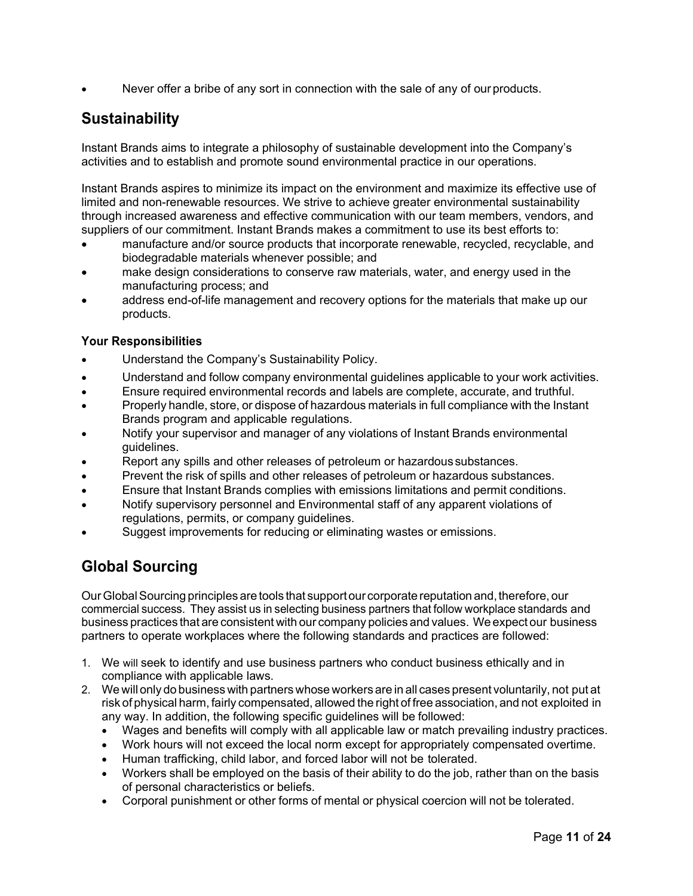- Never offer a bribe of any sort in connection with the sale of any of our products.

## Sustainability

Instant Brands aims to integrate a philosophy of sustainable development into the Company's activities and to establish and promote sound environmental practice in our operations.

Instant Brands aspires to minimize its impact on the environment and maximize its effective use of limited and non-renewable resources. We strive to achieve greater environmental sustainability through increased awareness and effective communication with our team members, vendors, and suppliers of our commitment. Instant Brands makes a commitment to use its best efforts to:

- manufacture and/or source products that incorporate renewable, recycled, recyclable, and biodegradable materials whenever possible; and
- make design considerations to conserve raw materials, water, and energy used in the manufacturing process; and
- address end-of-life management and recovery options for the materials that make up our products.

### Your Responsibilities

- Understand the Company's Sustainability Policy.
- Understand and follow company environmental guidelines applicable to your work activities.
- Ensure required environmental records and labels are complete, accurate, and truthful.
- Properly handle, store, or dispose of hazardous materials in full compliance with the Instant Brands program and applicable regulations.
- Notify your supervisor and manager of any violations of Instant Brands environmental guidelines.
- Report any spills and other releases of petroleum or hazardous substances.
- Prevent the risk of spills and other releases of petroleum or hazardous substances.
- Ensure that Instant Brands complies with emissions limitations and permit conditions.
- Notify supervisory personnel and Environmental staff of any apparent violations of regulations, permits, or company guidelines.
- Suggest improvements for reducing or eliminating wastes or emissions.

## Global Sourcing

Our Global Sourcing principles are tools that support our corporate reputation and, therefore, our commercial success. They assist us in selecting business partners that follow workplace standards and business practices that are consistent with our company policies and values. We expect our business partners to operate workplaces where the following standards and practices are followed:

1. We will seek to identify and use business partners who conduct business ethically and in compliance with applicable laws.
2. We will only do business with partners whose workers are in all cases present voluntarily, not put at risk of physical harm, fairly compensated, allowed the right of free association, and not exploited in any way. In addition, the following specific guidelines will be followed:
   - Wages and benefits will comply with all applicable law or match prevailing industry practices.
   - Work hours will not exceed the local norm except for appropriately compensated overtime.
   - Human trafficking, child labor, and forced labor will not be tolerated.
   - Workers shall be employed on the basis of their ability to do the job, rather than on the basis of personal characteristics or beliefs.
   - Corporal punishment or other forms of mental or physical coercion will not be tolerated.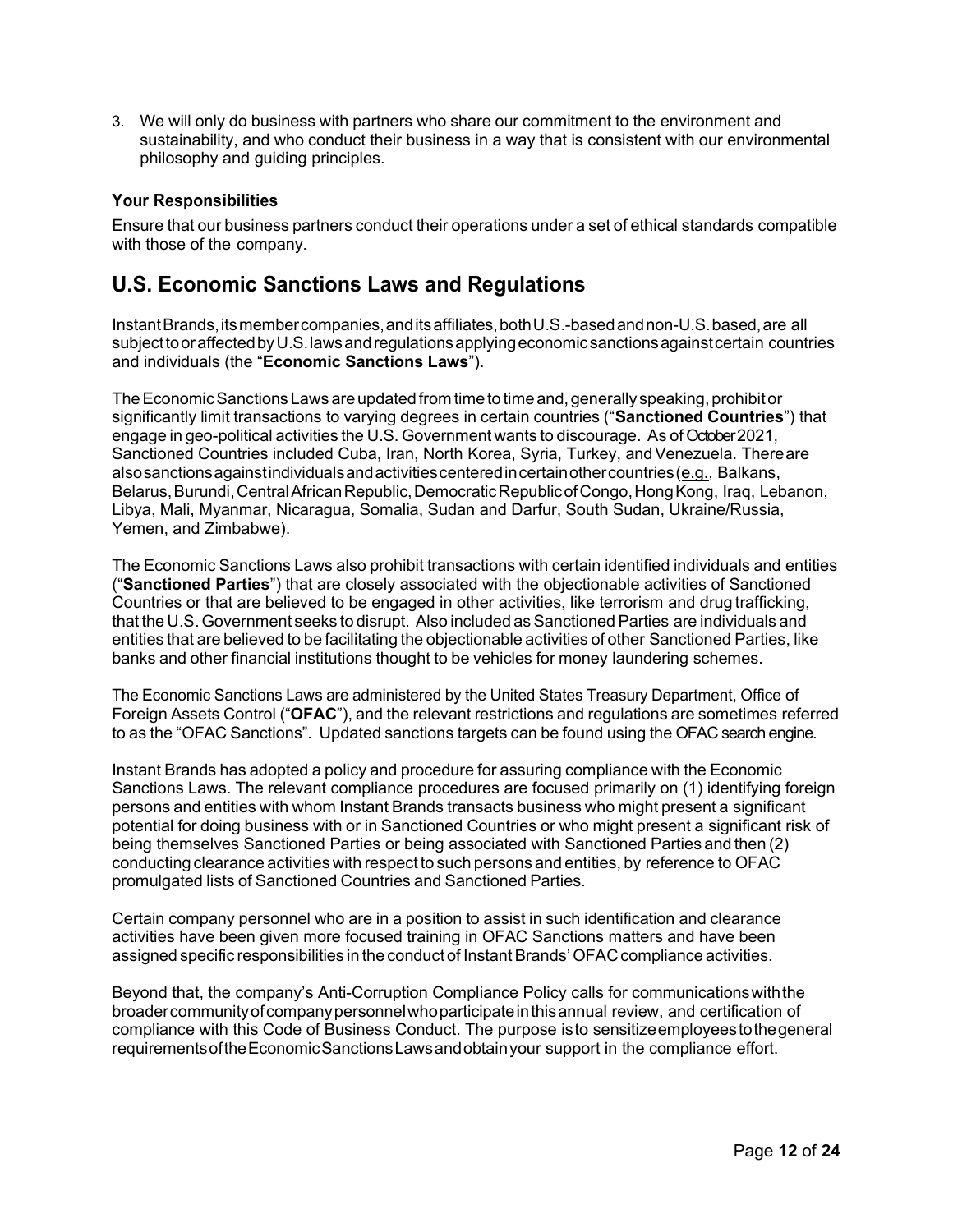3. We will only do business with partners who share our commitment to the environment and sustainability, and who conduct their business in a way that is consistent with our environmental philosophy and guiding principles.

### Your Responsibilities

Ensure that our business partners conduct their operations under a set of ethical standards compatible with those of the company.

## U.S. Economic Sanctions Laws and Regulations

Instant Brands, its member companies, and its affiliates, both U.S.-based and non-U.S. based, are all subject to or affected by U.S. laws and regulations applying economic sanctions against certain countries and individuals (the "**Economic Sanctions Laws**").

The Economic Sanctions Laws are updated from time to time and, generally speaking, prohibit or significantly limit transactions to varying degrees in certain countries ("**Sanctioned Countries**") that engage in geo-political activities the U.S. Government wants to discourage. As of October 2021, Sanctioned Countries included Cuba, Iran, North Korea, Syria, Turkey, and Venezuela. There are also sanctions against individuals and activities centered in certain other countries (e.g., Balkans, Belarus, Burundi, Central African Republic, Democratic Republic of Congo, Hong Kong, Iraq, Lebanon, Libya, Mali, Myanmar, Nicaragua, Somalia, Sudan and Darfur, South Sudan, Ukraine/Russia, Yemen, and Zimbabwe).

The Economic Sanctions Laws also prohibit transactions with certain identified individuals and entities ("**Sanctioned Parties**") that are closely associated with the objectionable activities of Sanctioned Countries or that are believed to be engaged in other activities, like terrorism and drug trafficking, that the U.S. Government seeks to disrupt. Also included as Sanctioned Parties are individuals and entities that are believed to be facilitating the objectionable activities of other Sanctioned Parties, like banks and other financial institutions thought to be vehicles for money laundering schemes.

The Economic Sanctions Laws are administered by the United States Treasury Department, Office of Foreign Assets Control ("**OFAC**"), and the relevant restrictions and regulations are sometimes referred to as the "OFAC Sanctions". Updated sanctions targets can be found using the OFAC search engine.

Instant Brands has adopted a policy and procedure for assuring compliance with the Economic Sanctions Laws. The relevant compliance procedures are focused primarily on (1) identifying foreign persons and entities with whom Instant Brands transacts business who might present a significant potential for doing business with or in Sanctioned Countries or who might present a significant risk of being themselves Sanctioned Parties or being associated with Sanctioned Parties and then (2) conducting clearance activities with respect to such persons and entities, by reference to OFAC promulgated lists of Sanctioned Countries and Sanctioned Parties.

Certain company personnel who are in a position to assist in such identification and clearance activities have been given more focused training in OFAC Sanctions matters and have been assigned specific responsibilities in the conduct of Instant Brands' OFAC compliance activities.

Beyond that, the company's Anti-Corruption Compliance Policy calls for communications with the broader community of company personnel who participate in this annual review, and certification of compliance with this Code of Business Conduct. The purpose is to sensitize employees to the general requirements of the Economic Sanctions Laws and obtain your support in the compliance effort.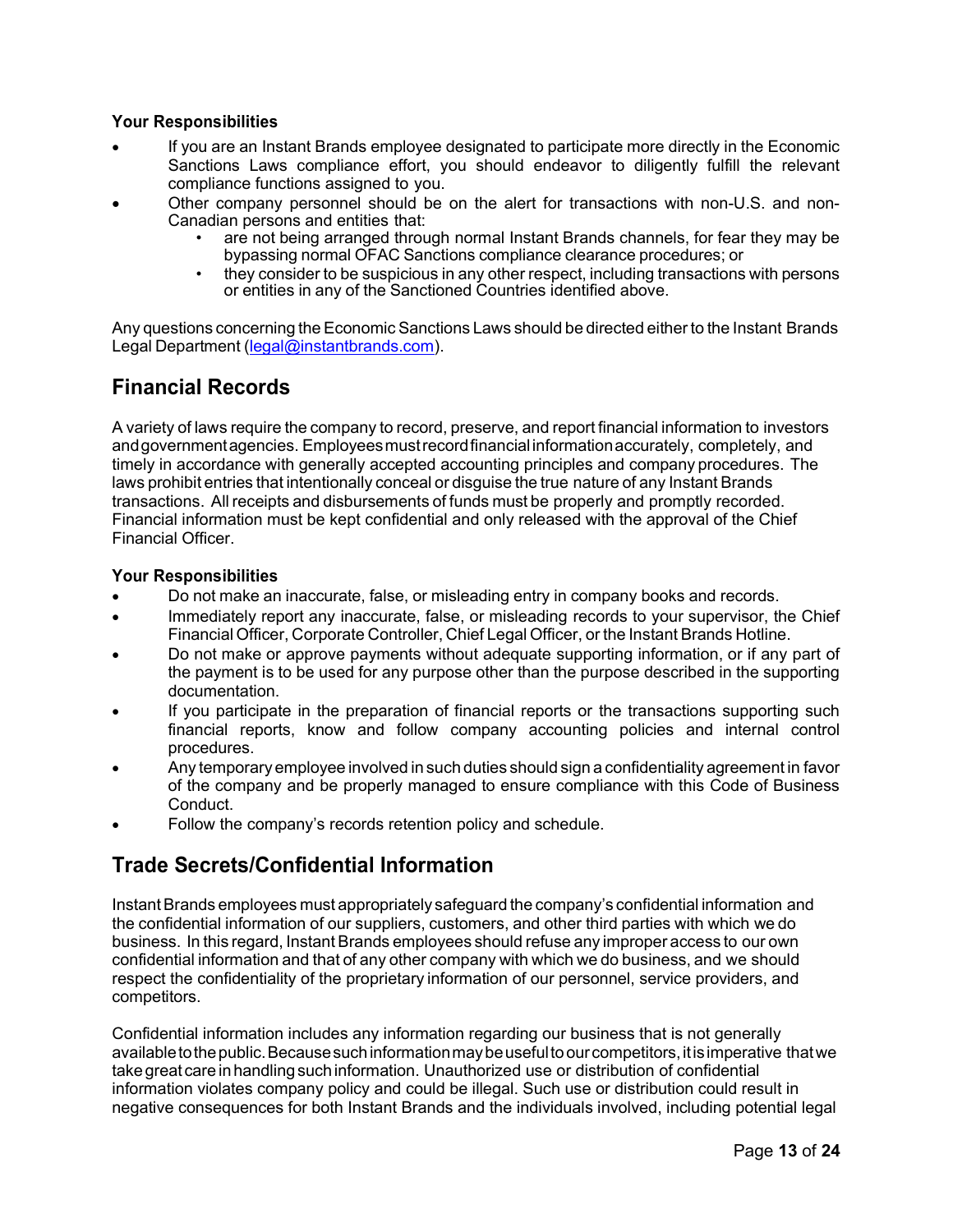**Your Responsibilities**

- If you are an Instant Brands employee designated to participate more directly in the Economic Sanctions Laws compliance effort, you should endeavor to diligently fulfill the relevant compliance functions assigned to you.
- Other company personnel should be on the alert for transactions with non-U.S. and non-Canadian persons and entities that:
  - are not being arranged through normal Instant Brands channels, for fear they may be bypassing normal OFAC Sanctions compliance clearance procedures; or
  - they consider to be suspicious in any other respect, including transactions with persons or entities in any of the Sanctioned Countries identified above.

Any questions concerning the Economic Sanctions Laws should be directed either to the Instant Brands Legal Department (legal@instantbrands.com).

## Financial Records

A variety of laws require the company to record, preserve, and report financial information to investors and government agencies. Employees must record financial information accurately, completely, and timely in accordance with generally accepted accounting principles and company procedures. The laws prohibit entries that intentionally conceal or disguise the true nature of any Instant Brands transactions. All receipts and disbursements of funds must be properly and promptly recorded. Financial information must be kept confidential and only released with the approval of the Chief Financial Officer.

**Your Responsibilities**

- Do not make an inaccurate, false, or misleading entry in company books and records.
- Immediately report any inaccurate, false, or misleading records to your supervisor, the Chief Financial Officer, Corporate Controller, Chief Legal Officer, or the Instant Brands Hotline.
- Do not make or approve payments without adequate supporting information, or if any part of the payment is to be used for any purpose other than the purpose described in the supporting documentation.
- If you participate in the preparation of financial reports or the transactions supporting such financial reports, know and follow company accounting policies and internal control procedures.
- Any temporary employee involved in such duties should sign a confidentiality agreement in favor of the company and be properly managed to ensure compliance with this Code of Business Conduct.
- Follow the company's records retention policy and schedule.

## Trade Secrets/Confidential Information

Instant Brands employees must appropriately safeguard the company's confidential information and the confidential information of our suppliers, customers, and other third parties with which we do business. In this regard, Instant Brands employees should refuse any improper access to our own confidential information and that of any other company with which we do business, and we should respect the confidentiality of the proprietary information of our personnel, service providers, and competitors.

Confidential information includes any information regarding our business that is not generally available to the public. Because such information may be useful to our competitors, it is imperative that we take great care in handling such information. Unauthorized use or distribution of confidential information violates company policy and could be illegal. Such use or distribution could result in negative consequences for both Instant Brands and the individuals involved, including potential legal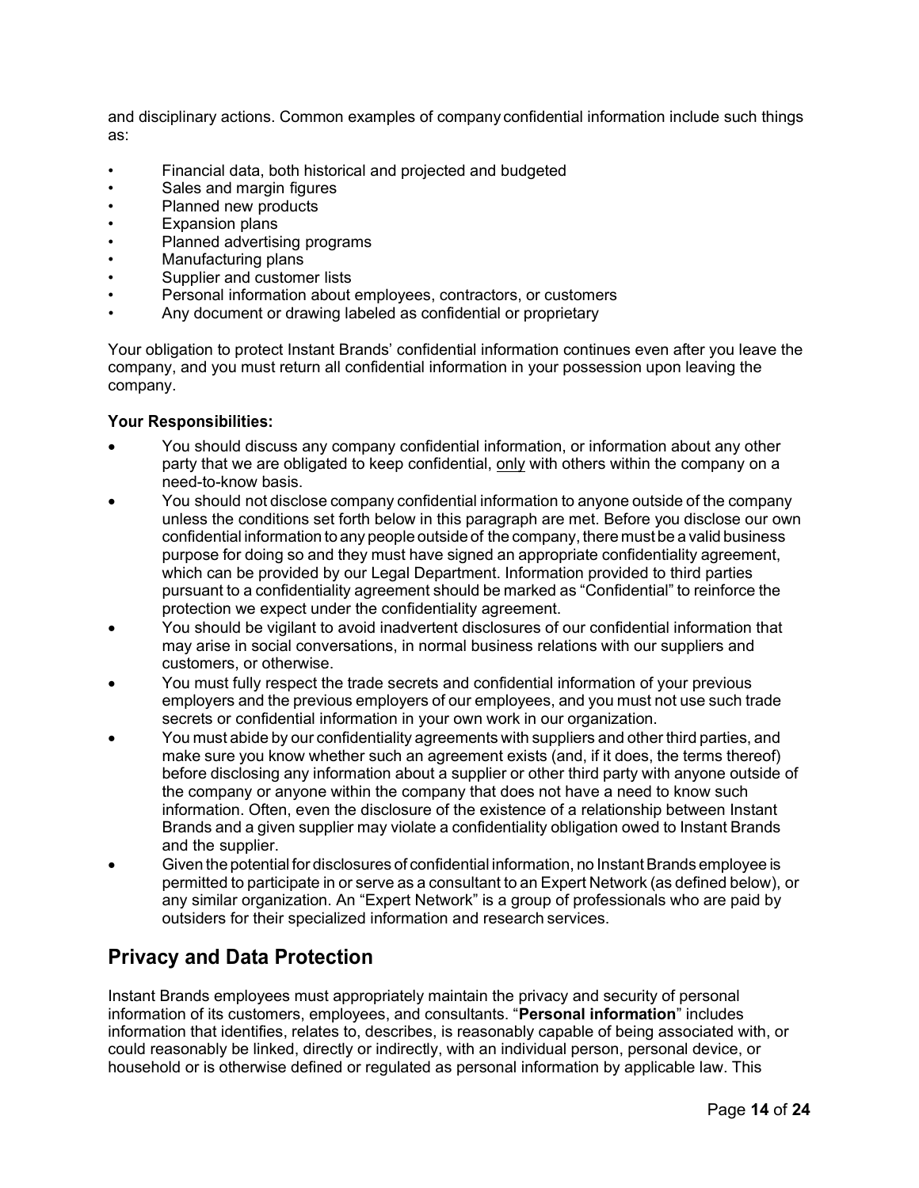and disciplinary actions. Common examples of company confidential information include such things as:

- Financial data, both historical and projected and budgeted
- Sales and margin figures
- Planned new products
- Expansion plans
- Planned advertising programs
- Manufacturing plans
- Supplier and customer lists
- Personal information about employees, contractors, or customers
- Any document or drawing labeled as confidential or proprietary

Your obligation to protect Instant Brands' confidential information continues even after you leave the company, and you must return all confidential information in your possession upon leaving the company.

**Your Responsibilities:**

- You should discuss any company confidential information, or information about any other party that we are obligated to keep confidential, only with others within the company on a need-to-know basis.
- You should not disclose company confidential information to anyone outside of the company unless the conditions set forth below in this paragraph are met. Before you disclose our own confidential information to any people outside of the company, there must be a valid business purpose for doing so and they must have signed an appropriate confidentiality agreement, which can be provided by our Legal Department. Information provided to third parties pursuant to a confidentiality agreement should be marked as "Confidential" to reinforce the protection we expect under the confidentiality agreement.
- You should be vigilant to avoid inadvertent disclosures of our confidential information that may arise in social conversations, in normal business relations with our suppliers and customers, or otherwise.
- You must fully respect the trade secrets and confidential information of your previous employers and the previous employers of our employees, and you must not use such trade secrets or confidential information in your own work in our organization.
- You must abide by our confidentiality agreements with suppliers and other third parties, and make sure you know whether such an agreement exists (and, if it does, the terms thereof) before disclosing any information about a supplier or other third party with anyone outside of the company or anyone within the company that does not have a need to know such information. Often, even the disclosure of the existence of a relationship between Instant Brands and a given supplier may violate a confidentiality obligation owed to Instant Brands and the supplier.
- Given the potential for disclosures of confidential information, no Instant Brands employee is permitted to participate in or serve as a consultant to an Expert Network (as defined below), or any similar organization. An "Expert Network" is a group of professionals who are paid by outsiders for their specialized information and research services.

## Privacy and Data Protection

Instant Brands employees must appropriately maintain the privacy and security of personal information of its customers, employees, and consultants. "**Personal information**" includes information that identifies, relates to, describes, is reasonably capable of being associated with, or could reasonably be linked, directly or indirectly, with an individual person, personal device, or household or is otherwise defined or regulated as personal information by applicable law. This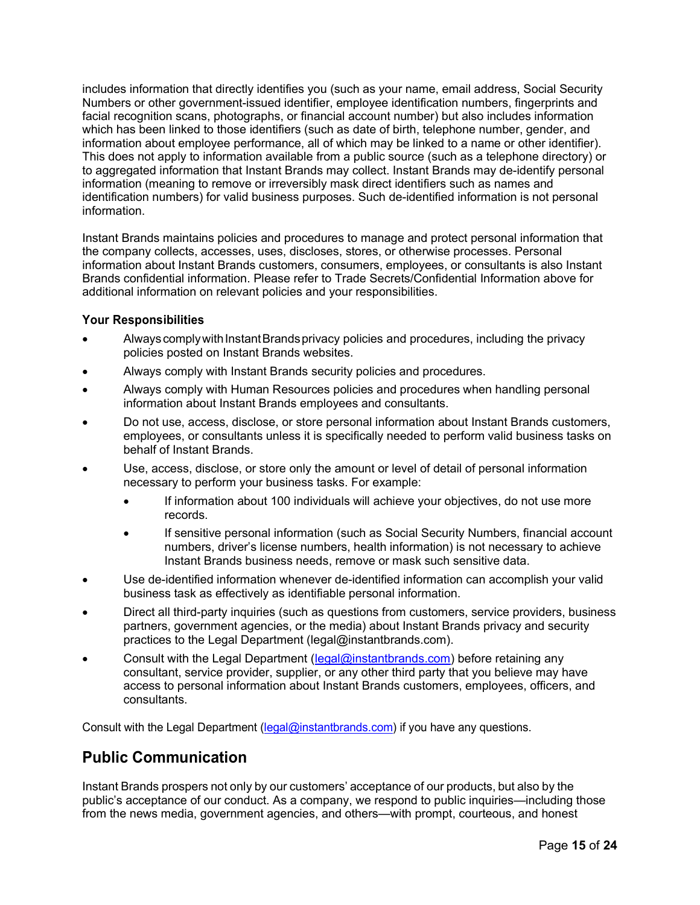includes information that directly identifies you (such as your name, email address, Social Security Numbers or other government-issued identifier, employee identification numbers, fingerprints and facial recognition scans, photographs, or financial account number) but also includes information which has been linked to those identifiers (such as date of birth, telephone number, gender, and information about employee performance, all of which may be linked to a name or other identifier). This does not apply to information available from a public source (such as a telephone directory) or to aggregated information that Instant Brands may collect. Instant Brands may de-identify personal information (meaning to remove or irreversibly mask direct identifiers such as names and identification numbers) for valid business purposes. Such de-identified information is not personal information.

Instant Brands maintains policies and procedures to manage and protect personal information that the company collects, accesses, uses, discloses, stores, or otherwise processes. Personal information about Instant Brands customers, consumers, employees, or consultants is also Instant Brands confidential information. Please refer to Trade Secrets/Confidential Information above for additional information on relevant policies and your responsibilities.

### Your Responsibilities

- Always comply with Instant Brands privacy policies and procedures, including the privacy policies posted on Instant Brands websites.
- Always comply with Instant Brands security policies and procedures.
- Always comply with Human Resources policies and procedures when handling personal information about Instant Brands employees and consultants.
- Do not use, access, disclose, or store personal information about Instant Brands customers, employees, or consultants unless it is specifically needed to perform valid business tasks on behalf of Instant Brands.
- Use, access, disclose, or store only the amount or level of detail of personal information necessary to perform your business tasks. For example:
  - If information about 100 individuals will achieve your objectives, do not use more records.
  - If sensitive personal information (such as Social Security Numbers, financial account numbers, driver's license numbers, health information) is not necessary to achieve Instant Brands business needs, remove or mask such sensitive data.
- Use de-identified information whenever de-identified information can accomplish your valid business task as effectively as identifiable personal information.
- Direct all third-party inquiries (such as questions from customers, service providers, business partners, government agencies, or the media) about Instant Brands privacy and security practices to the Legal Department (legal@instantbrands.com).
- Consult with the Legal Department (legal@instantbrands.com) before retaining any consultant, service provider, supplier, or any other third party that you believe may have access to personal information about Instant Brands customers, employees, officers, and consultants.

Consult with the Legal Department (legal@instantbrands.com) if you have any questions.

## Public Communication

Instant Brands prospers not only by our customers' acceptance of our products, but also by the public's acceptance of our conduct. As a company, we respond to public inquiries—including those from the news media, government agencies, and others—with prompt, courteous, and honest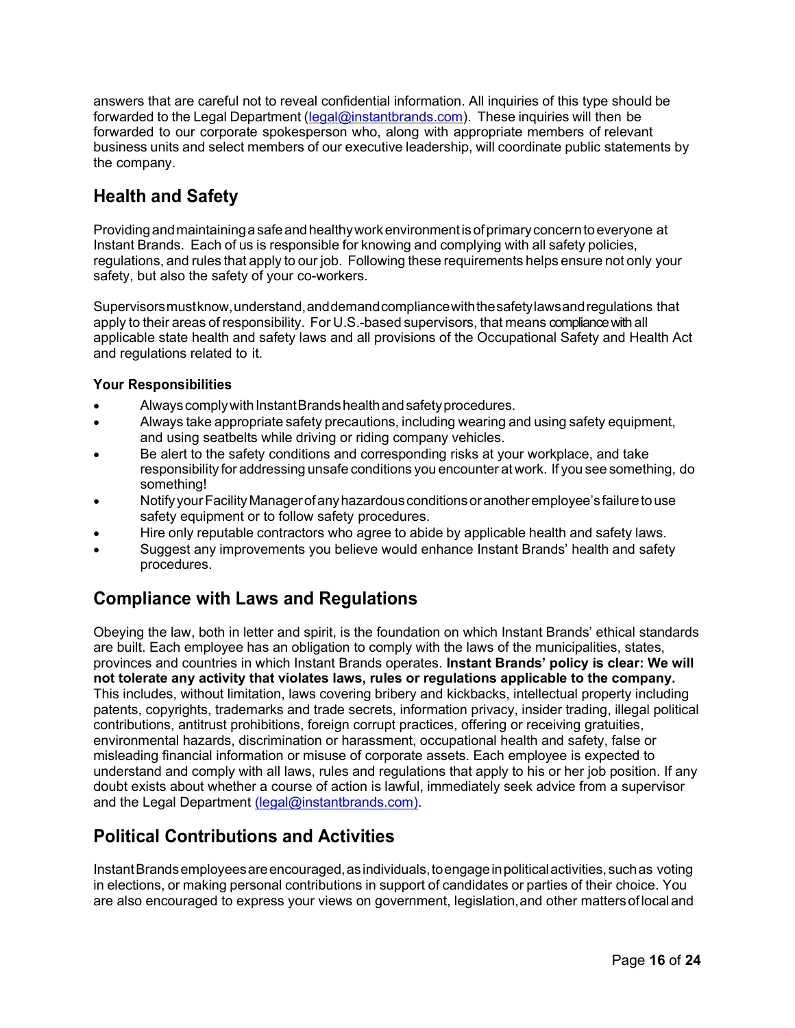answers that are careful not to reveal confidential information. All inquiries of this type should be forwarded to the Legal Department (legal@instantbrands.com). These inquiries will then be forwarded to our corporate spokesperson who, along with appropriate members of relevant business units and select members of our executive leadership, will coordinate public statements by the company.

## Health and Safety

Providing and maintaining a safe and healthy work environment is of primary concern to everyone at Instant Brands. Each of us is responsible for knowing and complying with all safety policies, regulations, and rules that apply to our job. Following these requirements helps ensure not only your safety, but also the safety of your co-workers.

Supervisors must know, understand, and demand compliance with the safety laws and regulations that apply to their areas of responsibility. For U.S.-based supervisors, that means compliance with all applicable state health and safety laws and all provisions of the Occupational Safety and Health Act and regulations related to it.

### Your Responsibilities

- Always comply with Instant Brands health and safety procedures.
- Always take appropriate safety precautions, including wearing and using safety equipment, and using seatbelts while driving or riding company vehicles.
- Be alert to the safety conditions and corresponding risks at your workplace, and take responsibility for addressing unsafe conditions you encounter at work. If you see something, do something!
- Notify your Facility Manager of any hazardous conditions or another employee's failure to use safety equipment or to follow safety procedures.
- Hire only reputable contractors who agree to abide by applicable health and safety laws.
- Suggest any improvements you believe would enhance Instant Brands' health and safety procedures.

## Compliance with Laws and Regulations

Obeying the law, both in letter and spirit, is the foundation on which Instant Brands' ethical standards are built. Each employee has an obligation to comply with the laws of the municipalities, states, provinces and countries in which Instant Brands operates. **Instant Brands' policy is clear: We will not tolerate any activity that violates laws, rules or regulations applicable to the company.** This includes, without limitation, laws covering bribery and kickbacks, intellectual property including patents, copyrights, trademarks and trade secrets, information privacy, insider trading, illegal political contributions, antitrust prohibitions, foreign corrupt practices, offering or receiving gratuities, environmental hazards, discrimination or harassment, occupational health and safety, false or misleading financial information or misuse of corporate assets. Each employee is expected to understand and comply with all laws, rules and regulations that apply to his or her job position. If any doubt exists about whether a course of action is lawful, immediately seek advice from a supervisor and the Legal Department (legal@instantbrands.com).

## Political Contributions and Activities

Instant Brands employees are encouraged, as individuals, to engage in political activities, such as voting in elections, or making personal contributions in support of candidates or parties of their choice. You are also encouraged to express your views on government, legislation, and other matters of local and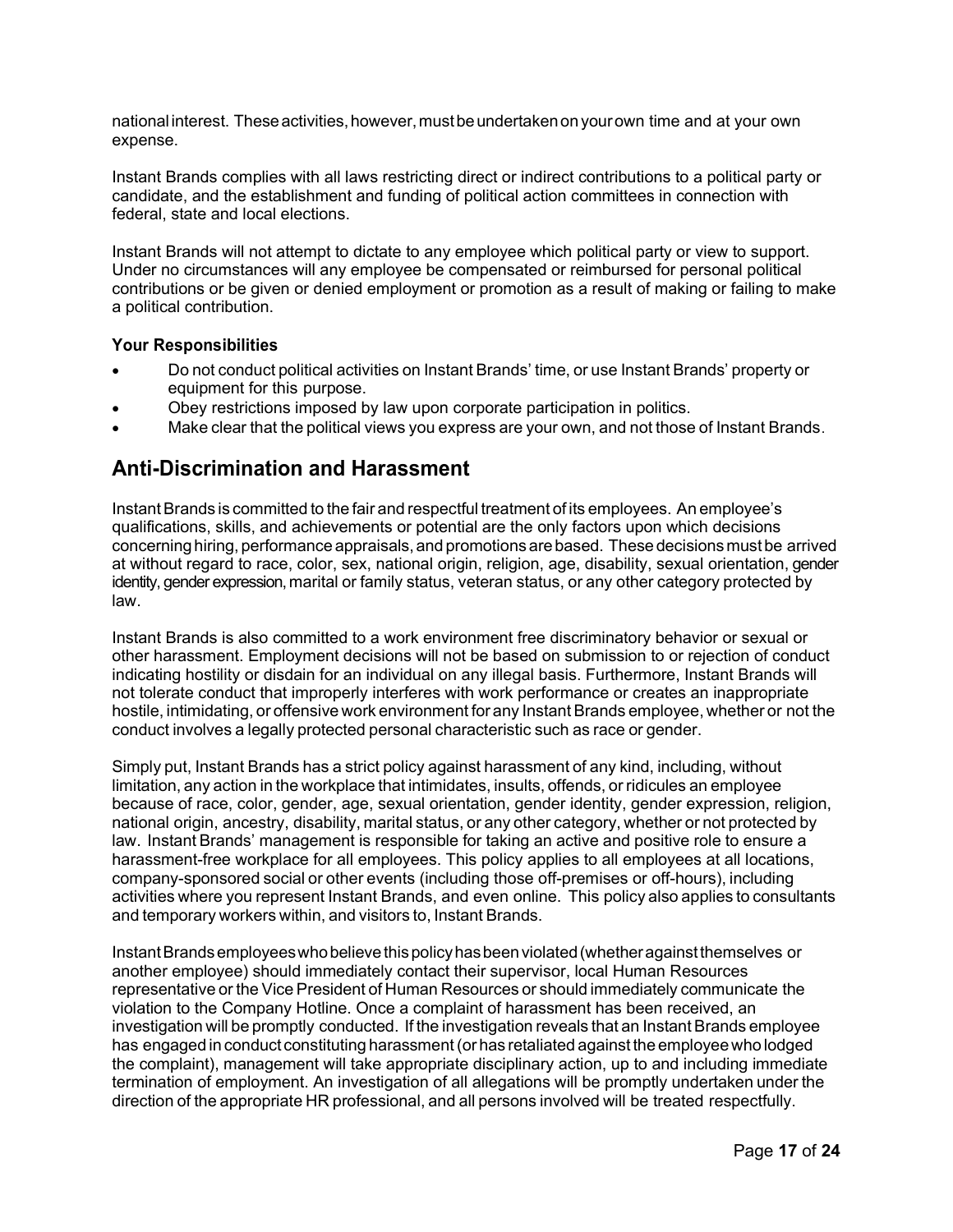national interest. These activities, however, must be undertaken on your own time and at your own expense.

Instant Brands complies with all laws restricting direct or indirect contributions to a political party or candidate, and the establishment and funding of political action committees in connection with federal, state and local elections.

Instant Brands will not attempt to dictate to any employee which political party or view to support. Under no circumstances will any employee be compensated or reimbursed for personal political contributions or be given or denied employment or promotion as a result of making or failing to make a political contribution.

**Your Responsibilities**

- Do not conduct political activities on Instant Brands' time, or use Instant Brands' property or equipment for this purpose.
- Obey restrictions imposed by law upon corporate participation in politics.
- Make clear that the political views you express are your own, and not those of Instant Brands.

## Anti-Discrimination and Harassment

Instant Brands is committed to the fair and respectful treatment of its employees. An employee's qualifications, skills, and achievements or potential are the only factors upon which decisions concerning hiring, performance appraisals, and promotions are based. These decisions must be arrived at without regard to race, color, sex, national origin, religion, age, disability, sexual orientation, gender identity, gender expression, marital or family status, veteran status, or any other category protected by law.

Instant Brands is also committed to a work environment free discriminatory behavior or sexual or other harassment. Employment decisions will not be based on submission to or rejection of conduct indicating hostility or disdain for an individual on any illegal basis. Furthermore, Instant Brands will not tolerate conduct that improperly interferes with work performance or creates an inappropriate hostile, intimidating, or offensive work environment for any Instant Brands employee, whether or not the conduct involves a legally protected personal characteristic such as race or gender.

Simply put, Instant Brands has a strict policy against harassment of any kind, including, without limitation, any action in the workplace that intimidates, insults, offends, or ridicules an employee because of race, color, gender, age, sexual orientation, gender identity, gender expression, religion, national origin, ancestry, disability, marital status, or any other category, whether or not protected by law. Instant Brands' management is responsible for taking an active and positive role to ensure a harassment-free workplace for all employees. This policy applies to all employees at all locations, company-sponsored social or other events (including those off-premises or off-hours), including activities where you represent Instant Brands, and even online. This policy also applies to consultants and temporary workers within, and visitors to, Instant Brands.

Instant Brands employees who believe this policy has been violated (whether against themselves or another employee) should immediately contact their supervisor, local Human Resources representative or the Vice President of Human Resources or should immediately communicate the violation to the Company Hotline. Once a complaint of harassment has been received, an investigation will be promptly conducted. If the investigation reveals that an Instant Brands employee has engaged in conduct constituting harassment (or has retaliated against the employee who lodged the complaint), management will take appropriate disciplinary action, up to and including immediate termination of employment. An investigation of all allegations will be promptly undertaken under the direction of the appropriate HR professional, and all persons involved will be treated respectfully.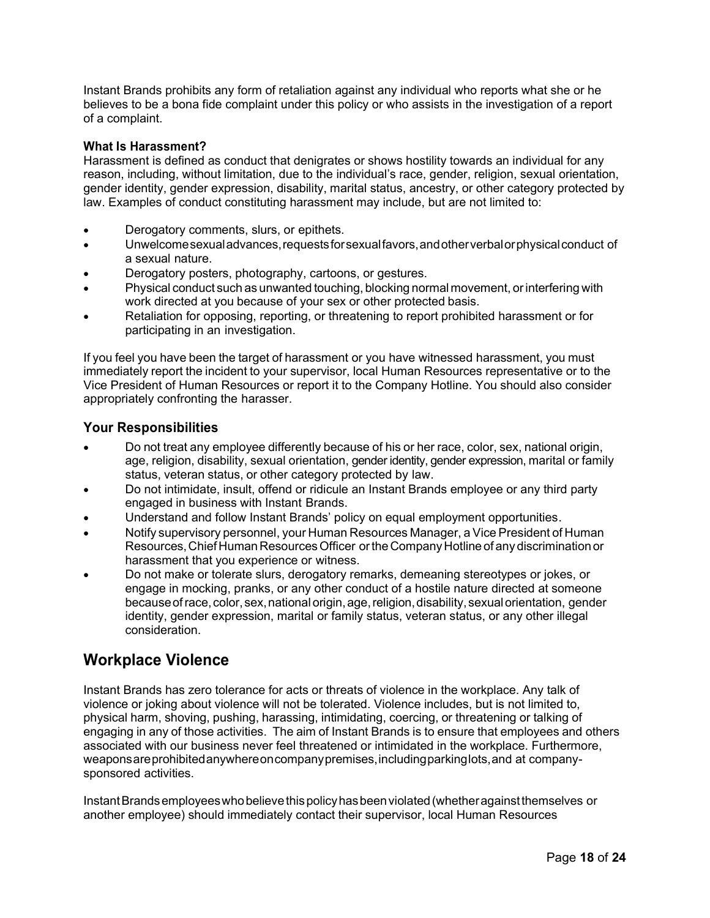Instant Brands prohibits any form of retaliation against any individual who reports what she or he believes to be a bona fide complaint under this policy or who assists in the investigation of a report of a complaint.

**What Is Harassment?**

Harassment is defined as conduct that denigrates or shows hostility towards an individual for any reason, including, without limitation, due to the individual's race, gender, religion, sexual orientation, gender identity, gender expression, disability, marital status, ancestry, or other category protected by law. Examples of conduct constituting harassment may include, but are not limited to:

- Derogatory comments, slurs, or epithets.
- Unwelcome sexual advances, requests for sexual favors, and other verbal or physical conduct of a sexual nature.
- Derogatory posters, photography, cartoons, or gestures.
- Physical conduct such as unwanted touching, blocking normal movement, or interfering with work directed at you because of your sex or other protected basis.
- Retaliation for opposing, reporting, or threatening to report prohibited harassment or for participating in an investigation.

If you feel you have been the target of harassment or you have witnessed harassment, you must immediately report the incident to your supervisor, local Human Resources representative or to the Vice President of Human Resources or report it to the Company Hotline. You should also consider appropriately confronting the harasser.

### Your Responsibilities

- Do not treat any employee differently because of his or her race, color, sex, national origin, age, religion, disability, sexual orientation, gender identity, gender expression, marital or family status, veteran status, or other category protected by law.
- Do not intimidate, insult, offend or ridicule an Instant Brands employee or any third party engaged in business with Instant Brands.
- Understand and follow Instant Brands' policy on equal employment opportunities.
- Notify supervisory personnel, your Human Resources Manager, a Vice President of Human Resources, Chief Human Resources Officer or the Company Hotline of any discrimination or harassment that you experience or witness.
- Do not make or tolerate slurs, derogatory remarks, demeaning stereotypes or jokes, or engage in mocking, pranks, or any other conduct of a hostile nature directed at someone because of race, color, sex, national origin, age, religion, disability, sexual orientation, gender identity, gender expression, marital or family status, veteran status, or any other illegal consideration.

## Workplace Violence

Instant Brands has zero tolerance for acts or threats of violence in the workplace. Any talk of violence or joking about violence will not be tolerated. Violence includes, but is not limited to, physical harm, shoving, pushing, harassing, intimidating, coercing, or threatening or talking of engaging in any of those activities. The aim of Instant Brands is to ensure that employees and others associated with our business never feel threatened or intimidated in the workplace. Furthermore, weapons are prohibited anywhere on company premises, including parking lots, and at company-sponsored activities.

Instant Brands employees who believe this policy has been violated (whether against themselves or another employee) should immediately contact their supervisor, local Human Resources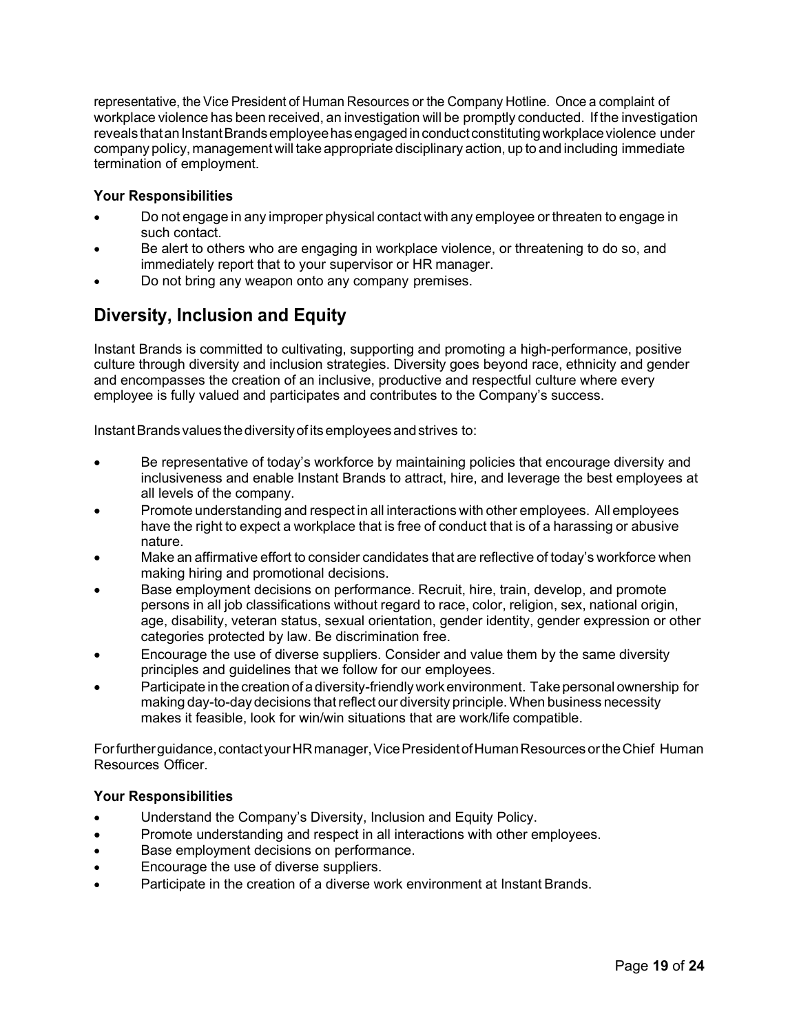representative, the Vice President of Human Resources or the Company Hotline. Once a complaint of workplace violence has been received, an investigation will be promptly conducted. If the investigation reveals that an Instant Brands employee has engaged in conduct constituting workplace violence under company policy, management will take appropriate disciplinary action, up to and including immediate termination of employment.

### Your Responsibilities

- Do not engage in any improper physical contact with any employee or threaten to engage in such contact.
- Be alert to others who are engaging in workplace violence, or threatening to do so, and immediately report that to your supervisor or HR manager.
- Do not bring any weapon onto any company premises.

## Diversity, Inclusion and Equity

Instant Brands is committed to cultivating, supporting and promoting a high-performance, positive culture through diversity and inclusion strategies. Diversity goes beyond race, ethnicity and gender and encompasses the creation of an inclusive, productive and respectful culture where every employee is fully valued and participates and contributes to the Company's success.

Instant Brands values the diversity of its employees and strives to:

- Be representative of today's workforce by maintaining policies that encourage diversity and inclusiveness and enable Instant Brands to attract, hire, and leverage the best employees at all levels of the company.
- Promote understanding and respect in all interactions with other employees. All employees have the right to expect a workplace that is free of conduct that is of a harassing or abusive nature.
- Make an affirmative effort to consider candidates that are reflective of today's workforce when making hiring and promotional decisions.
- Base employment decisions on performance. Recruit, hire, train, develop, and promote persons in all job classifications without regard to race, color, religion, sex, national origin, age, disability, veteran status, sexual orientation, gender identity, gender expression or other categories protected by law. Be discrimination free.
- Encourage the use of diverse suppliers. Consider and value them by the same diversity principles and guidelines that we follow for our employees.
- Participate in the creation of a diversity-friendly work environment. Take personal ownership for making day-to-day decisions that reflect our diversity principle. When business necessity makes it feasible, look for win/win situations that are work/life compatible.

For further guidance, contact your HR manager, Vice President of Human Resources or the Chief Human Resources Officer.

### Your Responsibilities

- Understand the Company's Diversity, Inclusion and Equity Policy.
- Promote understanding and respect in all interactions with other employees.
- Base employment decisions on performance.
- Encourage the use of diverse suppliers.
- Participate in the creation of a diverse work environment at Instant Brands.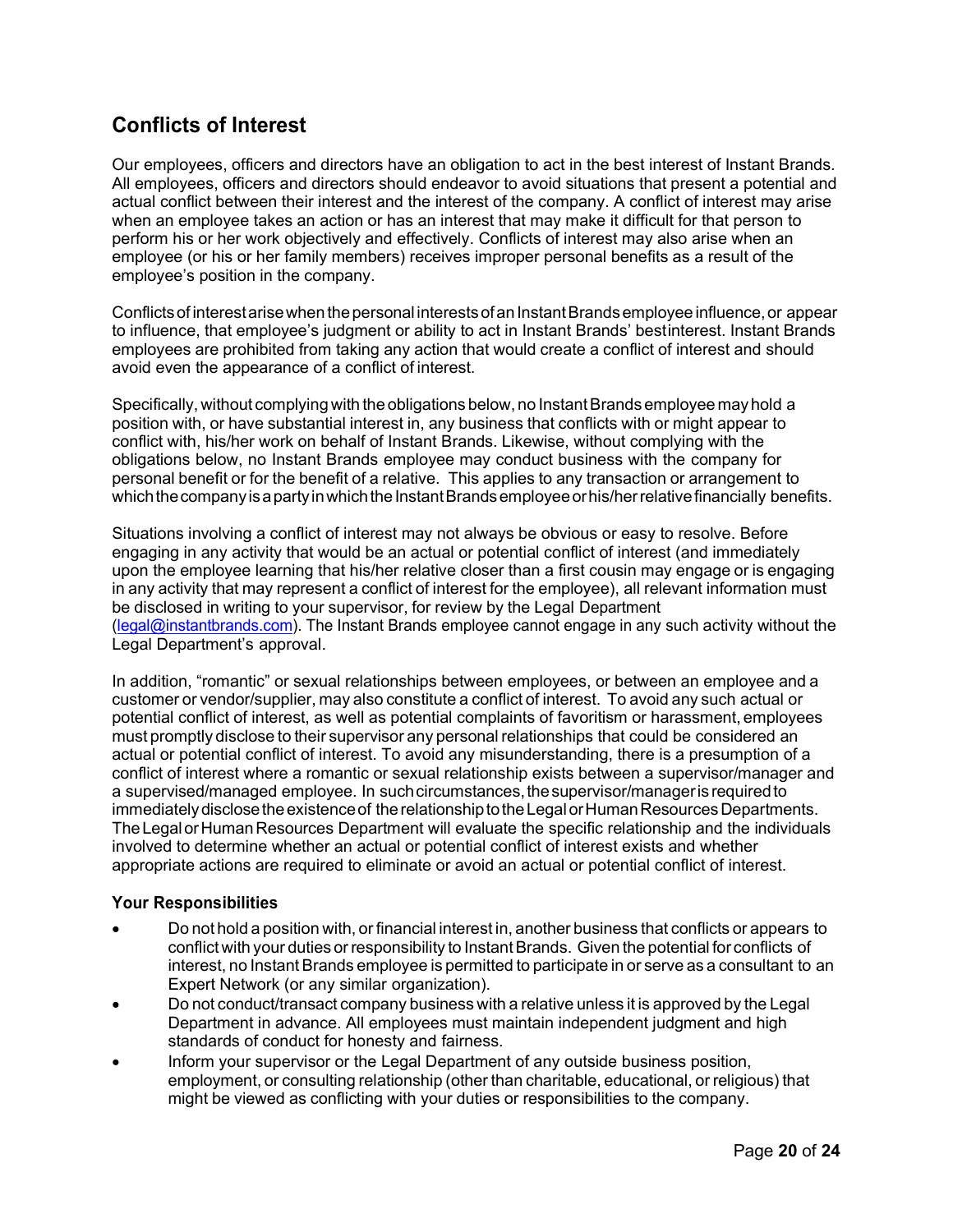## Conflicts of Interest

Our employees, officers and directors have an obligation to act in the best interest of Instant Brands. All employees, officers and directors should endeavor to avoid situations that present a potential and actual conflict between their interest and the interest of the company. A conflict of interest may arise when an employee takes an action or has an interest that may make it difficult for that person to perform his or her work objectively and effectively. Conflicts of interest may also arise when an employee (or his or her family members) receives improper personal benefits as a result of the employee's position in the company.

Conflicts of interest arise when the personal interests of an Instant Brands employee influence, or appear to influence, that employee's judgment or ability to act in Instant Brands' best interest. Instant Brands employees are prohibited from taking any action that would create a conflict of interest and should avoid even the appearance of a conflict of interest.

Specifically, without complying with the obligations below, no Instant Brands employee may hold a position with, or have substantial interest in, any business that conflicts with or might appear to conflict with, his/her work on behalf of Instant Brands. Likewise, without complying with the obligations below, no Instant Brands employee may conduct business with the company for personal benefit or for the benefit of a relative. This applies to any transaction or arrangement to which the company is a party in which the Instant Brands employee or his/her relative financially benefits.

Situations involving a conflict of interest may not always be obvious or easy to resolve. Before engaging in any activity that would be an actual or potential conflict of interest (and immediately upon the employee learning that his/her relative closer than a first cousin may engage or is engaging in any activity that may represent a conflict of interest for the employee), all relevant information must be disclosed in writing to your supervisor, for review by the Legal Department (legal@instantbrands.com). The Instant Brands employee cannot engage in any such activity without the Legal Department's approval.

In addition, "romantic" or sexual relationships between employees, or between an employee and a customer or vendor/supplier, may also constitute a conflict of interest. To avoid any such actual or potential conflict of interest, as well as potential complaints of favoritism or harassment, employees must promptly disclose to their supervisor any personal relationships that could be considered an actual or potential conflict of interest. To avoid any misunderstanding, there is a presumption of a conflict of interest where a romantic or sexual relationship exists between a supervisor/manager and a supervised/managed employee. In such circumstances, the supervisor/manager is required to immediately disclose the existence of the relationship to the Legal or Human Resources Departments. The Legal or Human Resources Department will evaluate the specific relationship and the individuals involved to determine whether an actual or potential conflict of interest exists and whether appropriate actions are required to eliminate or avoid an actual or potential conflict of interest.

### Your Responsibilities

- Do not hold a position with, or financial interest in, another business that conflicts or appears to conflict with your duties or responsibility to Instant Brands. Given the potential for conflicts of interest, no Instant Brands employee is permitted to participate in or serve as a consultant to an Expert Network (or any similar organization).
- Do not conduct/transact company business with a relative unless it is approved by the Legal Department in advance. All employees must maintain independent judgment and high standards of conduct for honesty and fairness.
- Inform your supervisor or the Legal Department of any outside business position, employment, or consulting relationship (other than charitable, educational, or religious) that might be viewed as conflicting with your duties or responsibilities to the company.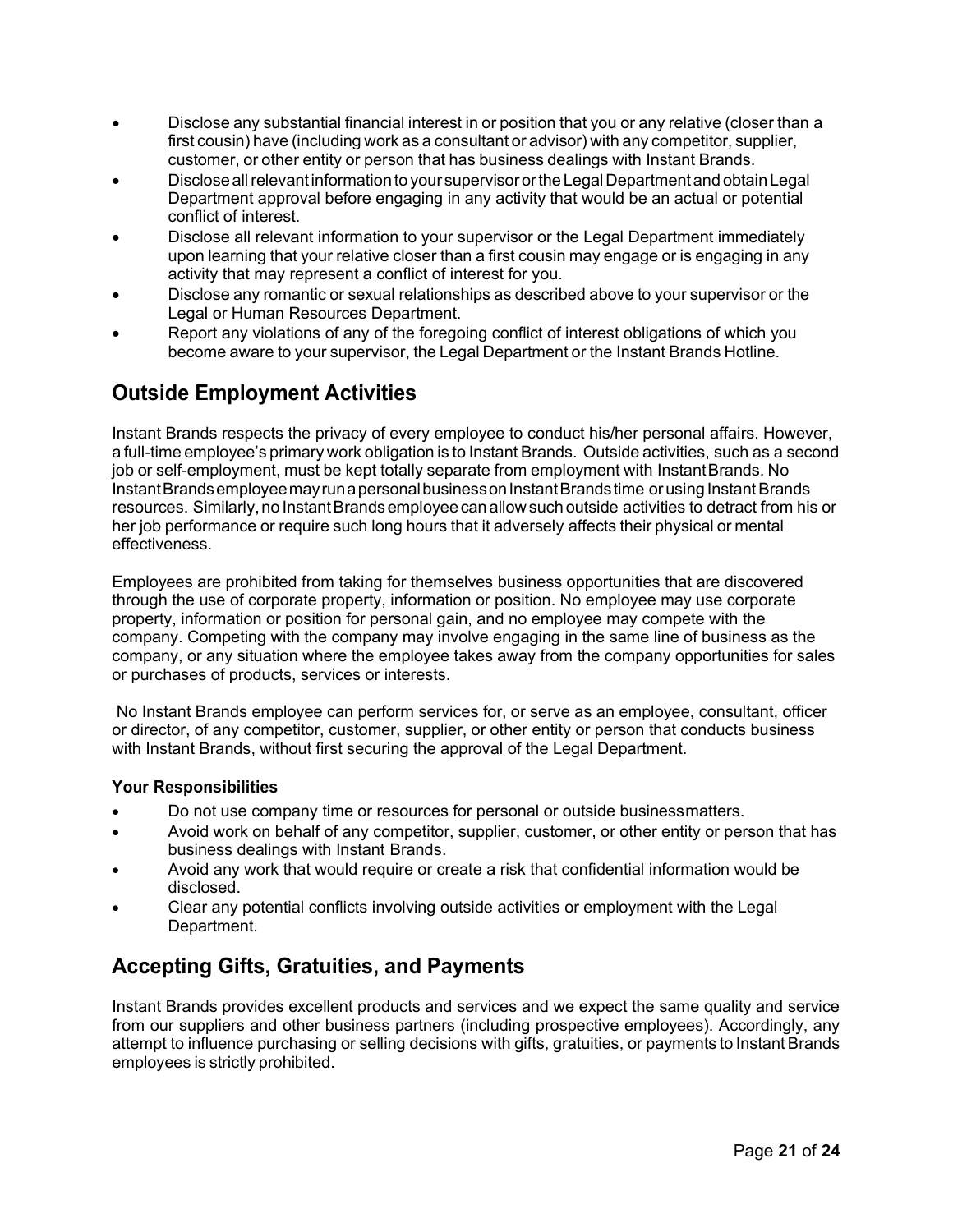- Disclose any substantial financial interest in or position that you or any relative (closer than a first cousin) have (including work as a consultant or advisor) with any competitor, supplier, customer, or other entity or person that has business dealings with Instant Brands.
- Disclose all relevant information to your supervisor or the Legal Department and obtain Legal Department approval before engaging in any activity that would be an actual or potential conflict of interest.
- Disclose all relevant information to your supervisor or the Legal Department immediately upon learning that your relative closer than a first cousin may engage or is engaging in any activity that may represent a conflict of interest for you.
- Disclose any romantic or sexual relationships as described above to your supervisor or the Legal or Human Resources Department.
- Report any violations of any of the foregoing conflict of interest obligations of which you become aware to your supervisor, the Legal Department or the Instant Brands Hotline.

## Outside Employment Activities

Instant Brands respects the privacy of every employee to conduct his/her personal affairs. However, a full-time employee's primary work obligation is to Instant Brands. Outside activities, such as a second job or self-employment, must be kept totally separate from employment with Instant Brands. No Instant Brands employee may run a personal business on Instant Brands time or using Instant Brands resources. Similarly, no Instant Brands employee can allow such outside activities to detract from his or her job performance or require such long hours that it adversely affects their physical or mental effectiveness.

Employees are prohibited from taking for themselves business opportunities that are discovered through the use of corporate property, information or position. No employee may use corporate property, information or position for personal gain, and no employee may compete with the company. Competing with the company may involve engaging in the same line of business as the company, or any situation where the employee takes away from the company opportunities for sales or purchases of products, services or interests.

No Instant Brands employee can perform services for, or serve as an employee, consultant, officer or director, of any competitor, customer, supplier, or other entity or person that conducts business with Instant Brands, without first securing the approval of the Legal Department.

### Your Responsibilities

- Do not use company time or resources for personal or outside business matters.
- Avoid work on behalf of any competitor, supplier, customer, or other entity or person that has business dealings with Instant Brands.
- Avoid any work that would require or create a risk that confidential information would be disclosed.
- Clear any potential conflicts involving outside activities or employment with the Legal Department.

## Accepting Gifts, Gratuities, and Payments

Instant Brands provides excellent products and services and we expect the same quality and service from our suppliers and other business partners (including prospective employees). Accordingly, any attempt to influence purchasing or selling decisions with gifts, gratuities, or payments to Instant Brands employees is strictly prohibited.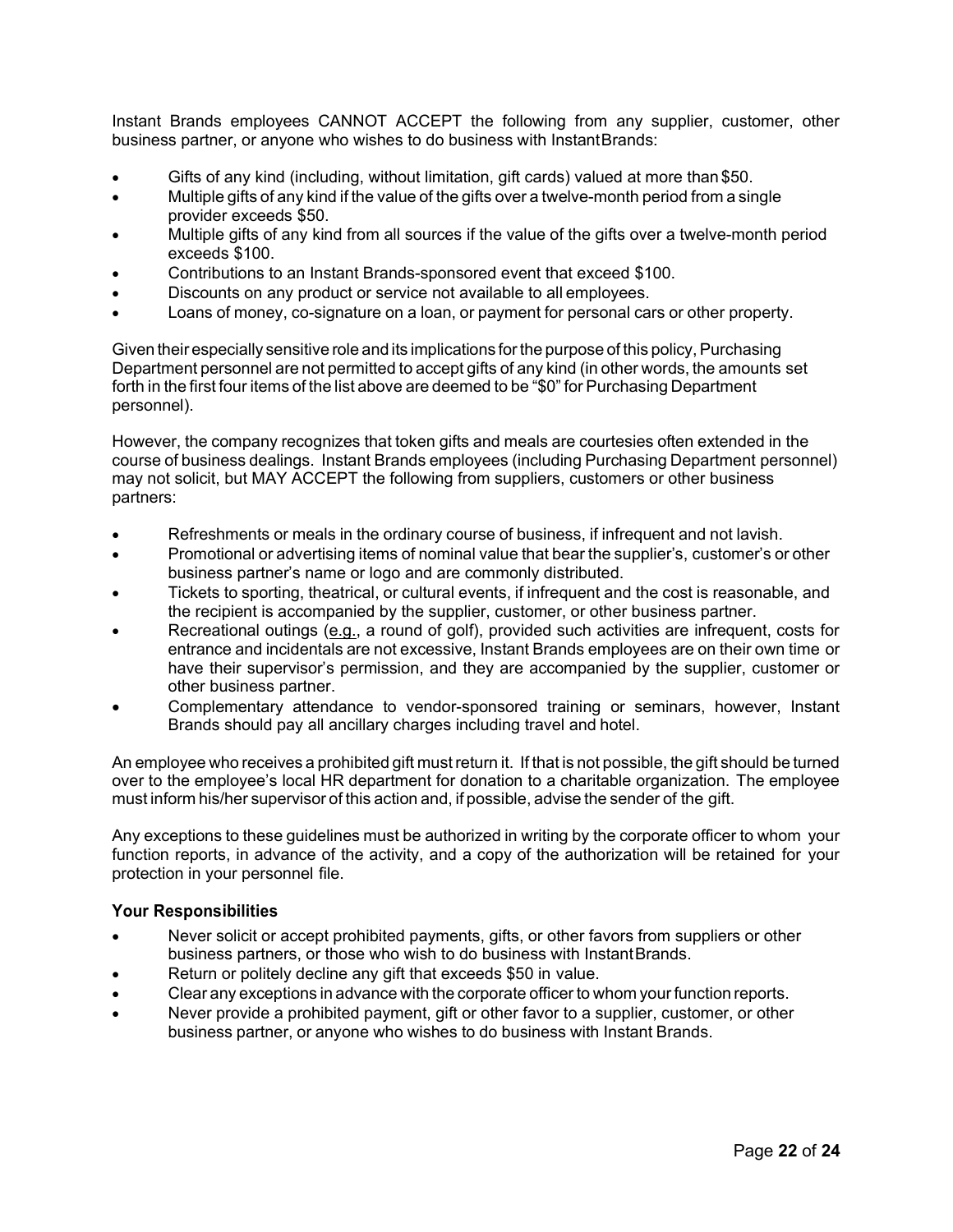Instant Brands employees CANNOT ACCEPT the following from any supplier, customer, other business partner, or anyone who wishes to do business with Instant Brands:

- Gifts of any kind (including, without limitation, gift cards) valued at more than $50.
- Multiple gifts of any kind if the value of the gifts over a twelve-month period from a single provider exceeds $50.
- Multiple gifts of any kind from all sources if the value of the gifts over a twelve-month period exceeds $100.
- Contributions to an Instant Brands-sponsored event that exceed $100.
- Discounts on any product or service not available to all employees.
- Loans of money, co-signature on a loan, or payment for personal cars or other property.

Given their especially sensitive role and its implications for the purpose of this policy, Purchasing Department personnel are not permitted to accept gifts of any kind (in other words, the amounts set forth in the first four items of the list above are deemed to be "$0" for Purchasing Department personnel).

However, the company recognizes that token gifts and meals are courtesies often extended in the course of business dealings. Instant Brands employees (including Purchasing Department personnel) may not solicit, but MAY ACCEPT the following from suppliers, customers or other business partners:

- Refreshments or meals in the ordinary course of business, if infrequent and not lavish.
- Promotional or advertising items of nominal value that bear the supplier's, customer's or other business partner's name or logo and are commonly distributed.
- Tickets to sporting, theatrical, or cultural events, if infrequent and the cost is reasonable, and the recipient is accompanied by the supplier, customer, or other business partner.
- Recreational outings (e.g., a round of golf), provided such activities are infrequent, costs for entrance and incidentals are not excessive, Instant Brands employees are on their own time or have their supervisor's permission, and they are accompanied by the supplier, customer or other business partner.
- Complementary attendance to vendor-sponsored training or seminars, however, Instant Brands should pay all ancillary charges including travel and hotel.

An employee who receives a prohibited gift must return it. If that is not possible, the gift should be turned over to the employee's local HR department for donation to a charitable organization. The employee must inform his/her supervisor of this action and, if possible, advise the sender of the gift.

Any exceptions to these guidelines must be authorized in writing by the corporate officer to whom your function reports, in advance of the activity, and a copy of the authorization will be retained for your protection in your personnel file.

### Your Responsibilities

- Never solicit or accept prohibited payments, gifts, or other favors from suppliers or other business partners, or those who wish to do business with Instant Brands.
- Return or politely decline any gift that exceeds $50 in value.
- Clear any exceptions in advance with the corporate officer to whom your function reports.
- Never provide a prohibited payment, gift or other favor to a supplier, customer, or other business partner, or anyone who wishes to do business with Instant Brands.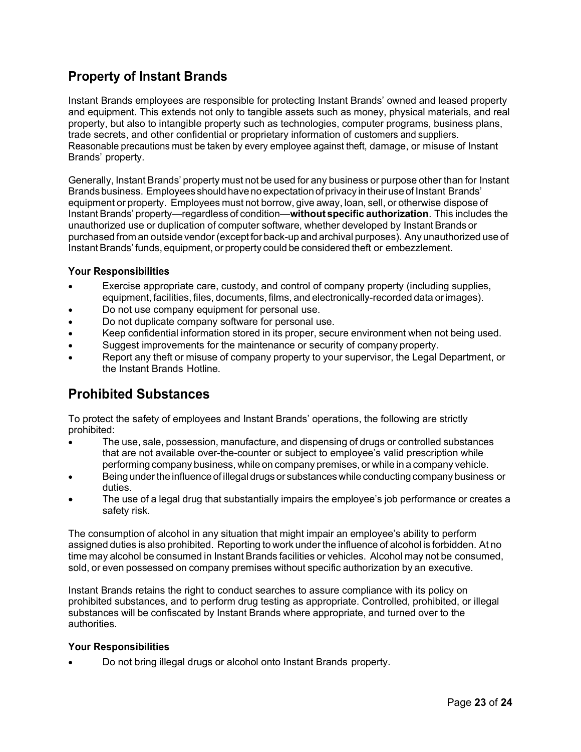## Property of Instant Brands

Instant Brands employees are responsible for protecting Instant Brands' owned and leased property and equipment. This extends not only to tangible assets such as money, physical materials, and real property, but also to intangible property such as technologies, computer programs, business plans, trade secrets, and other confidential or proprietary information of customers and suppliers. Reasonable precautions must be taken by every employee against theft, damage, or misuse of Instant Brands' property.

Generally, Instant Brands' property must not be used for any business or purpose other than for Instant Brands business. Employees should have no expectation of privacy in their use of Instant Brands' equipment or property. Employees must not borrow, give away, loan, sell, or otherwise dispose of Instant Brands' property—regardless of condition—**without specific authorization**. This includes the unauthorized use or duplication of computer software, whether developed by Instant Brands or purchased from an outside vendor (except for back-up and archival purposes). Any unauthorized use of Instant Brands' funds, equipment, or property could be considered theft or embezzlement.

### Your Responsibilities

- Exercise appropriate care, custody, and control of company property (including supplies, equipment, facilities, files, documents, films, and electronically-recorded data or images).
- Do not use company equipment for personal use.
- Do not duplicate company software for personal use.
- Keep confidential information stored in its proper, secure environment when not being used.
- Suggest improvements for the maintenance or security of company property.
- Report any theft or misuse of company property to your supervisor, the Legal Department, or the Instant Brands Hotline.

## Prohibited Substances

To protect the safety of employees and Instant Brands' operations, the following are strictly prohibited:

- The use, sale, possession, manufacture, and dispensing of drugs or controlled substances that are not available over-the-counter or subject to employee's valid prescription while performing company business, while on company premises, or while in a company vehicle.
- Being under the influence of illegal drugs or substances while conducting company business or duties.
- The use of a legal drug that substantially impairs the employee's job performance or creates a safety risk.

The consumption of alcohol in any situation that might impair an employee's ability to perform assigned duties is also prohibited. Reporting to work under the influence of alcohol is forbidden. At no time may alcohol be consumed in Instant Brands facilities or vehicles. Alcohol may not be consumed, sold, or even possessed on company premises without specific authorization by an executive.

Instant Brands retains the right to conduct searches to assure compliance with its policy on prohibited substances, and to perform drug testing as appropriate. Controlled, prohibited, or illegal substances will be confiscated by Instant Brands where appropriate, and turned over to the authorities.

### Your Responsibilities

- Do not bring illegal drugs or alcohol onto Instant Brands property.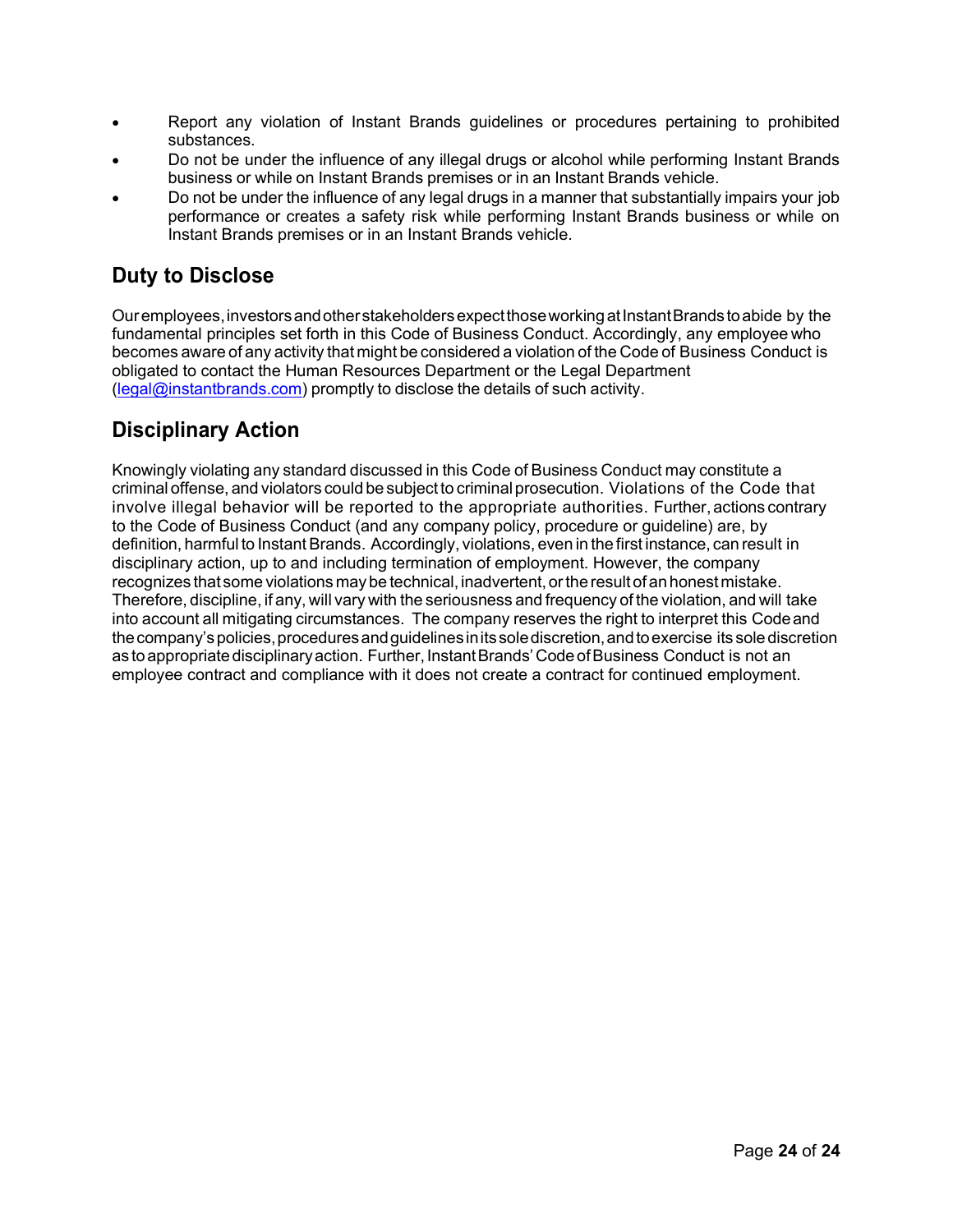- Report any violation of Instant Brands guidelines or procedures pertaining to prohibited substances.
- Do not be under the influence of any illegal drugs or alcohol while performing Instant Brands business or while on Instant Brands premises or in an Instant Brands vehicle.
- Do not be under the influence of any legal drugs in a manner that substantially impairs your job performance or creates a safety risk while performing Instant Brands business or while on Instant Brands premises or in an Instant Brands vehicle.

## Duty to Disclose

Our employees, investors and other stakeholders expect those working at Instant Brands to abide by the fundamental principles set forth in this Code of Business Conduct. Accordingly, any employee who becomes aware of any activity that might be considered a violation of the Code of Business Conduct is obligated to contact the Human Resources Department or the Legal Department (legal@instantbrands.com) promptly to disclose the details of such activity.

## Disciplinary Action

Knowingly violating any standard discussed in this Code of Business Conduct may constitute a criminal offense, and violators could be subject to criminal prosecution. Violations of the Code that involve illegal behavior will be reported to the appropriate authorities. Further, actions contrary to the Code of Business Conduct (and any company policy, procedure or guideline) are, by definition, harmful to Instant Brands. Accordingly, violations, even in the first instance, can result in disciplinary action, up to and including termination of employment. However, the company recognizes that some violations may be technical, inadvertent, or the result of an honest mistake. Therefore, discipline, if any, will vary with the seriousness and frequency of the violation, and will take into account all mitigating circumstances. The company reserves the right to interpret this Code and the company's policies, procedures and guidelines in its sole discretion, and to exercise its sole discretion as to appropriate disciplinary action. Further, Instant Brands' Code of Business Conduct is not an employee contract and compliance with it does not create a contract for continued employment.